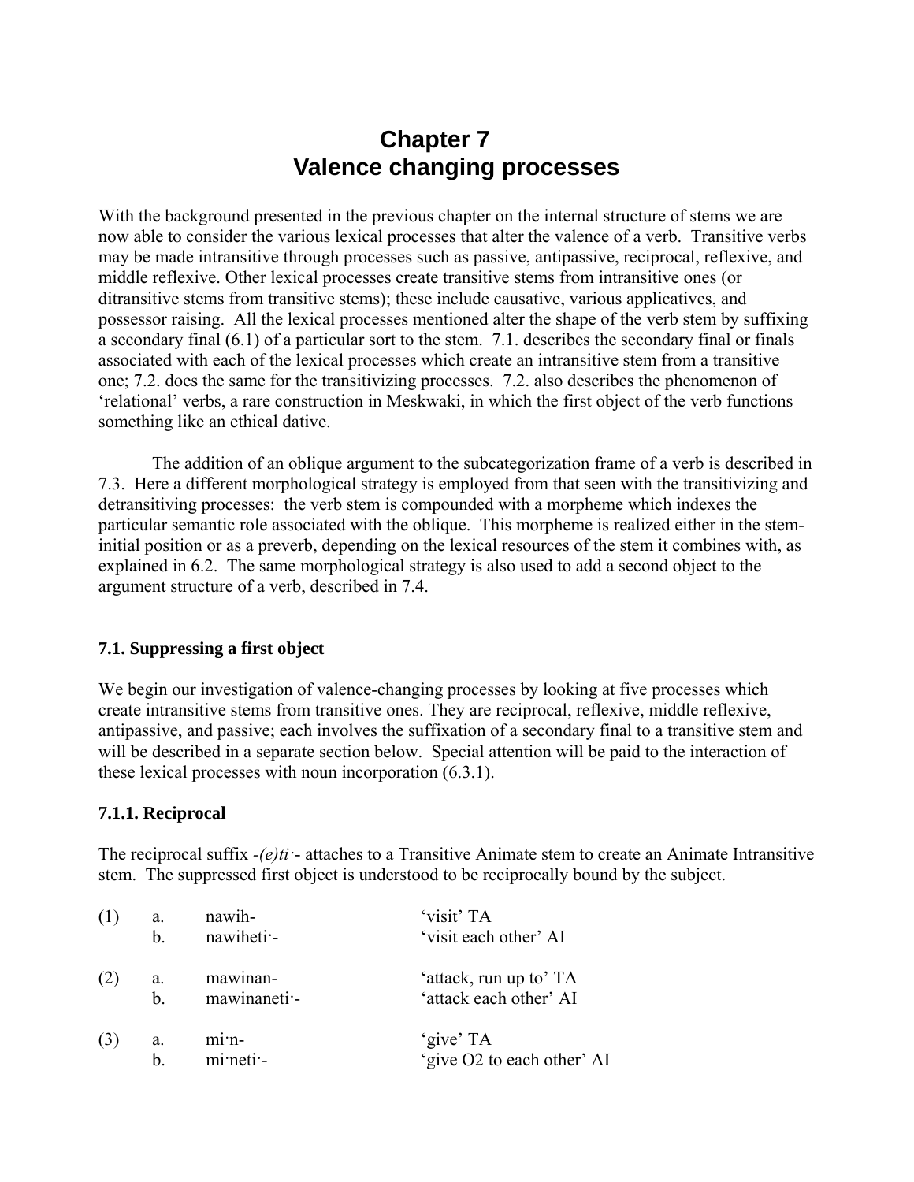# Chapter 7
# Valence changing processes

With the background presented in the previous chapter on the internal structure of stems we are now able to consider the various lexical processes that alter the valence of a verb. Transitive verbs may be made intransitive through processes such as passive, antipassive, reciprocal, reflexive, and middle reflexive. Other lexical processes create transitive stems from intransitive ones (or ditransitive stems from transitive stems); these include causative, various applicatives, and possessor raising. All the lexical processes mentioned alter the shape of the verb stem by suffixing a secondary final (6.1) of a particular sort to the stem. 7.1. describes the secondary final or finals associated with each of the lexical processes which create an intransitive stem from a transitive one; 7.2. does the same for the transitivizing processes. 7.2. also describes the phenomenon of 'relational' verbs, a rare construction in Meskwaki, in which the first object of the verb functions something like an ethical dative.

The addition of an oblique argument to the subcategorization frame of a verb is described in 7.3. Here a different morphological strategy is employed from that seen with the transitivizing and detransitiving processes: the verb stem is compounded with a morpheme which indexes the particular semantic role associated with the oblique. This morpheme is realized either in the stem-initial position or as a preverb, depending on the lexical resources of the stem it combines with, as explained in 6.2. The same morphological strategy is also used to add a second object to the argument structure of a verb, described in 7.4.

## 7.1. Suppressing a first object

We begin our investigation of valence-changing processes by looking at five processes which create intransitive stems from transitive ones. They are reciprocal, reflexive, middle reflexive, antipassive, and passive; each involves the suffixation of a secondary final to a transitive stem and will be described in a separate section below. Special attention will be paid to the interaction of these lexical processes with noun incorporation (6.3.1).

### 7.1.1. Reciprocal

The reciprocal suffix *-(e)ti·-* attaches to a Transitive Animate stem to create an Animate Intransitive stem. The suppressed first object is understood to be reciprocally bound by the subject.

| | | | |
|---|---|---|---|
| (1) | a. | nawih- | 'visit' TA |
| | b. | nawiheti·- | 'visit each other' AI |
| (2) | a. | mawinan- | 'attack, run up to' TA |
| | b. | mawinaneti·- | 'attack each other' AI |
| (3) | a. | mi·n- | 'give' TA |
| | b. | mi·neti·- | 'give O2 to each other' AI |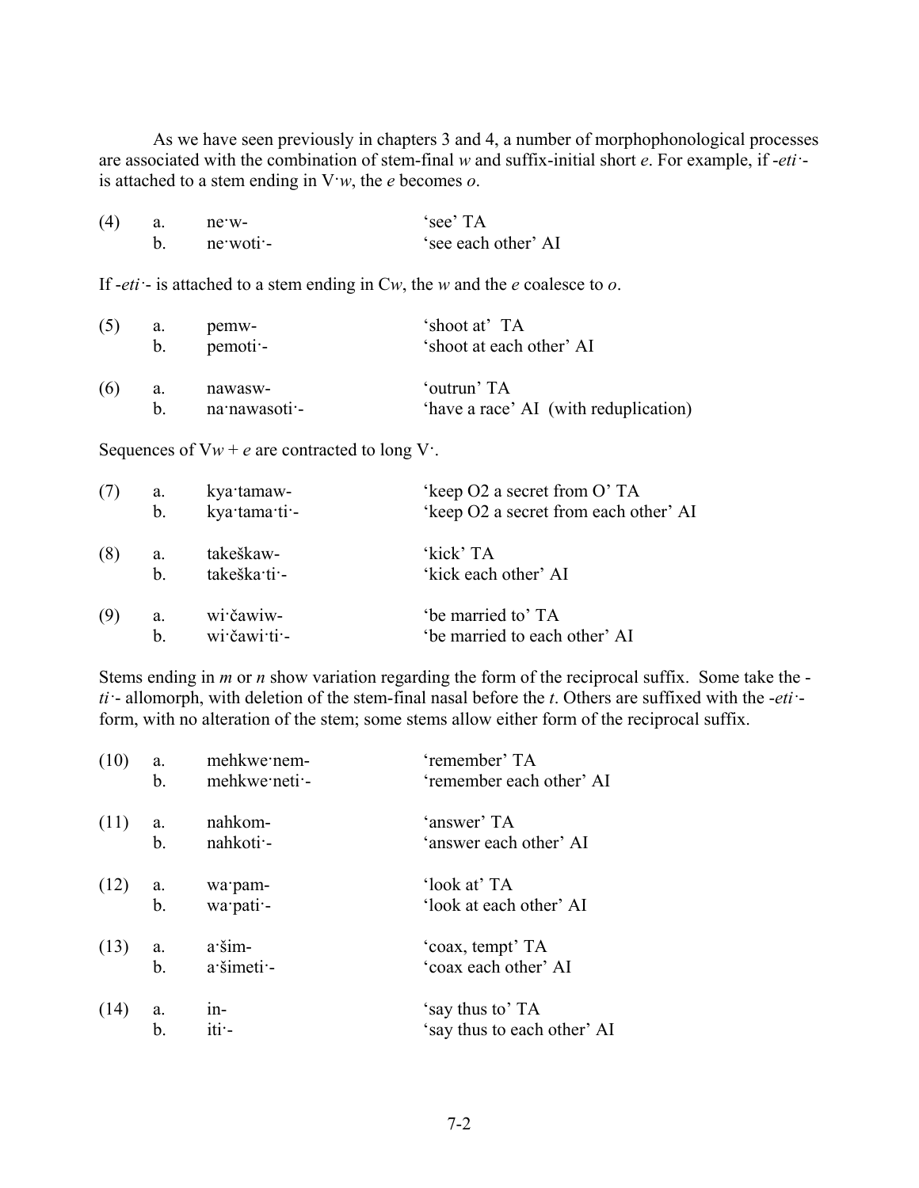As we have seen previously in chapters 3 and 4, a number of morphophonological processes are associated with the combination of stem-final *w* and suffix-initial short *e*. For example, if *-eti·-* is attached to a stem ending in V·*w*, the *e* becomes *o*.

| | | | |
|---|---|---|---|
| (4) | a. | ne·w- | 'see' TA |
| | b. | ne·woti·- | 'see each other' AI |

If *-eti·-* is attached to a stem ending in C*w*, the *w* and the *e* coalesce to *o*.

| | | | |
|---|---|---|---|
| (5) | a. | pemw- | 'shoot at' TA |
| | b. | pemoti·- | 'shoot at each other' AI |
| (6) | a. | nawasw- | 'outrun' TA |
| | b. | na·nawasoti·- | 'have a race' AI (with reduplication) |

Sequences of V*w* + *e* are contracted to long V·.

| | | | |
|---|---|---|---|
| (7) | a. | kya·tamaw- | 'keep O2 a secret from O' TA |
| | b. | kya·tama·ti·- | 'keep O2 a secret from each other' AI |
| (8) | a. | takeškaw- | 'kick' TA |
| | b. | takeška·ti·- | 'kick each other' AI |
| (9) | a. | wi·čawiw- | 'be married to' TA |
| | b. | wi·čawi·ti·- | 'be married to each other' AI |

Stems ending in *m* or *n* show variation regarding the form of the reciprocal suffix. Some take the *-ti·-* allomorph, with deletion of the stem-final nasal before the *t*. Others are suffixed with the *-eti·-* form, with no alteration of the stem; some stems allow either form of the reciprocal suffix.

| | | | |
|---|---|---|---|
| (10) | a. | mehkwe·nem- | 'remember' TA |
| | b. | mehkwe·neti·- | 'remember each other' AI |
| (11) | a. | nahkom- | 'answer' TA |
| | b. | nahkoti·- | 'answer each other' AI |
| (12) | a. | wa·pam- | 'look at' TA |
| | b. | wa·pati·- | 'look at each other' AI |
| (13) | a. | a·šim- | 'coax, tempt' TA |
| | b. | a·šimeti·- | 'coax each other' AI |
| (14) | a. | in- | 'say thus to' TA |
| | b. | iti·- | 'say thus to each other' AI |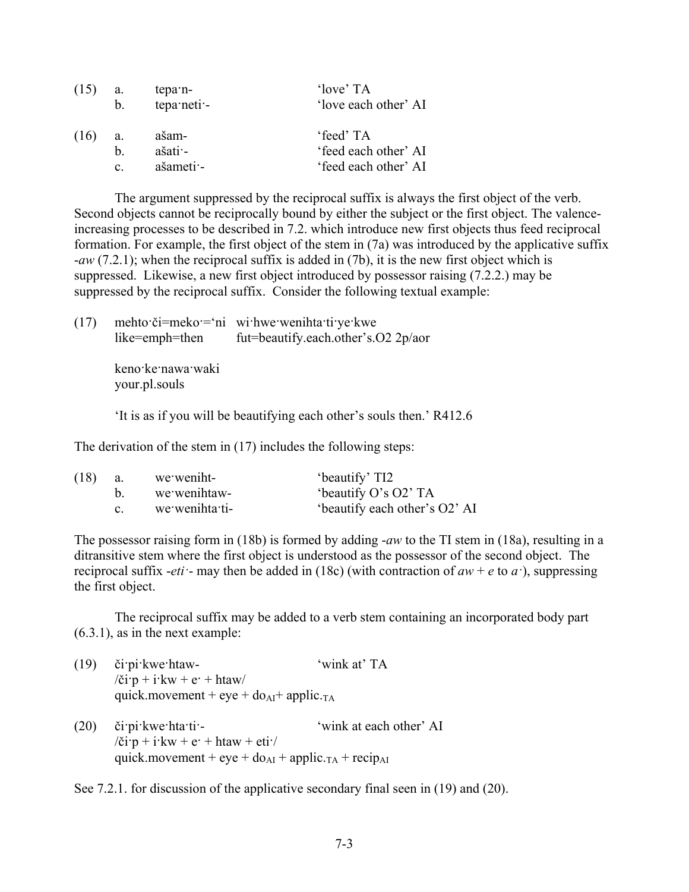| (15) | a. | tepa·n- | 'love' TA |
|---|---|---|---|
| | b. | tepa·neti·- | 'love each other' AI |

| (16) | a. | ašam- | 'feed' TA |
|---|---|---|---|
| | b. | ašati·- | 'feed each other' AI |
| | c. | ašameti·- | 'feed each other' AI |

The argument suppressed by the reciprocal suffix is always the first object of the verb. Second objects cannot be reciprocally bound by either the subject or the first object. The valence-increasing processes to be described in 7.2. which introduce new first objects thus feed reciprocal formation. For example, the first object of the stem in (7a) was introduced by the applicative suffix *-aw* (7.2.1); when the reciprocal suffix is added in (7b), it is the new first object which is suppressed. Likewise, a new first object introduced by possessor raising (7.2.2.) may be suppressed by the reciprocal suffix. Consider the following textual example:

(17) mehto·či=meko·='ni wi·hwe·wenihta·ti·ye·kwe
like=emph=then fut=beautify.each.other's.O2 2p/aor

keno·ke·nawa·waki
your.pl.souls

'It is as if you will be beautifying each other's souls then.' R412.6

The derivation of the stem in (17) includes the following steps:

| (18) | a. | we·weniht- | 'beautify' TI2 |
|---|---|---|---|
| | b. | we·wenihtaw- | 'beautify O's O2' TA |
| | c. | we·wenihta·ti- | 'beautify each other's O2' AI |

The possessor raising form in (18b) is formed by adding *-aw* to the TI stem in (18a), resulting in a ditransitive stem where the first object is understood as the possessor of the second object. The reciprocal suffix *-eti·-* may then be added in (18c) (with contraction of *aw* + *e* to *a·*), suppressing the first object.

The reciprocal suffix may be added to a verb stem containing an incorporated body part (6.3.1), as in the next example:

(19) či·pi·kwe·htaw- 'wink at' TA
/či·p + i·kw + e· + htaw/
quick.movement + eye + $\text{do}_{\text{AI}}$ + $\text{applic.}_{\text{TA}}$

(20) či·pi·kwe·hta·ti·- 'wink at each other' AI
/či·p + i·kw + e· + htaw + eti·/
quick.movement + eye + $\text{do}_{\text{AI}}$ + $\text{applic.}_{\text{TA}}$ + $\text{recip}_{\text{AI}}$

See 7.2.1. for discussion of the applicative secondary final seen in (19) and (20).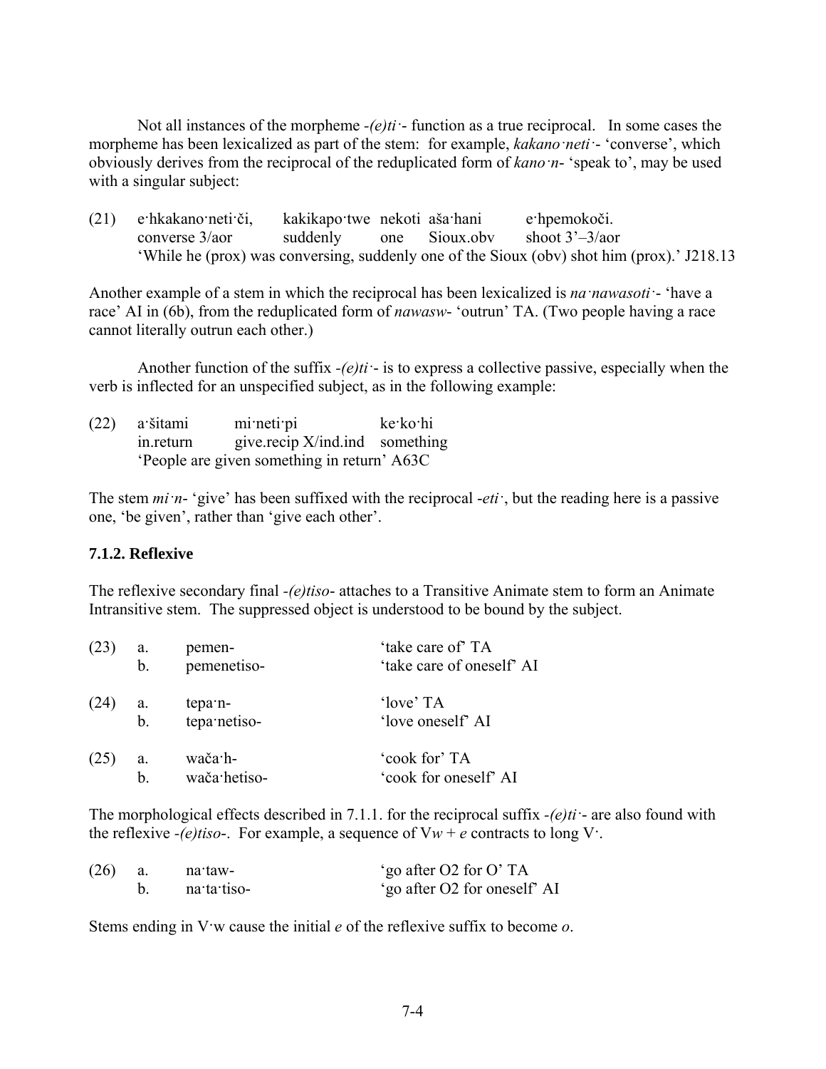Not all instances of the morpheme *-(e)ti·-* function as a true reciprocal. In some cases the morpheme has been lexicalized as part of the stem: for example, *kakano·neti·-* 'converse', which obviously derives from the reciprocal of the reduplicated form of *kano·n-* 'speak to', may be used with a singular subject:

| (21) | e·hkakano·neti·či, | kakikapo·twe | nekoti | aša·hani | e·hpemokoči. |
|---|---|---|---|---|---|
| | converse 3/aor | suddenly | one | Sioux.obv | shoot 3'–3/aor |

'While he (prox) was conversing, suddenly one of the Sioux (obv) shot him (prox).' J218.13

Another example of a stem in which the reciprocal has been lexicalized is *na·nawasoti·-* 'have a race' AI in (6b), from the reduplicated form of *nawasw-* 'outrun' TA. (Two people having a race cannot literally outrun each other.)

Another function of the suffix *-(e)ti·-* is to express a collective passive, especially when the verb is inflected for an unspecified subject, as in the following example:

| (22) | a·šitami | mi·neti·pi | ke·ko·hi |
|---|---|---|---|
| | in.return | give.recip X/ind.ind | something |

'People are given something in return' A63C

The stem *mi·n-* 'give' has been suffixed with the reciprocal *-eti·*, but the reading here is a passive one, 'be given', rather than 'give each other'.

### 7.1.2. Reflexive

The reflexive secondary final *-(e)tiso-* attaches to a Transitive Animate stem to form an Animate Intransitive stem. The suppressed object is understood to be bound by the subject.

| | | | |
|---|---|---|---|
| (23) | a. | pemen- | 'take care of' TA |
| | b. | pemenetiso- | 'take care of oneself' AI |
| (24) | a. | tepa·n- | 'love' TA |
| | b. | tepa·netiso- | 'love oneself' AI |
| (25) | a. | wača·h- | 'cook for' TA |
| | b. | wača·hetiso- | 'cook for oneself' AI |

The morphological effects described in 7.1.1. for the reciprocal suffix *-(e)ti·-* are also found with the reflexive *-(e)tiso-*. For example, a sequence of V*w* + *e* contracts to long V·.

| | | | |
|---|---|---|---|
| (26) | a. | na·taw- | 'go after O2 for O' TA |
| | b. | na·ta·tiso- | 'go after O2 for oneself' AI |

Stems ending in V·w cause the initial *e* of the reflexive suffix to become *o*.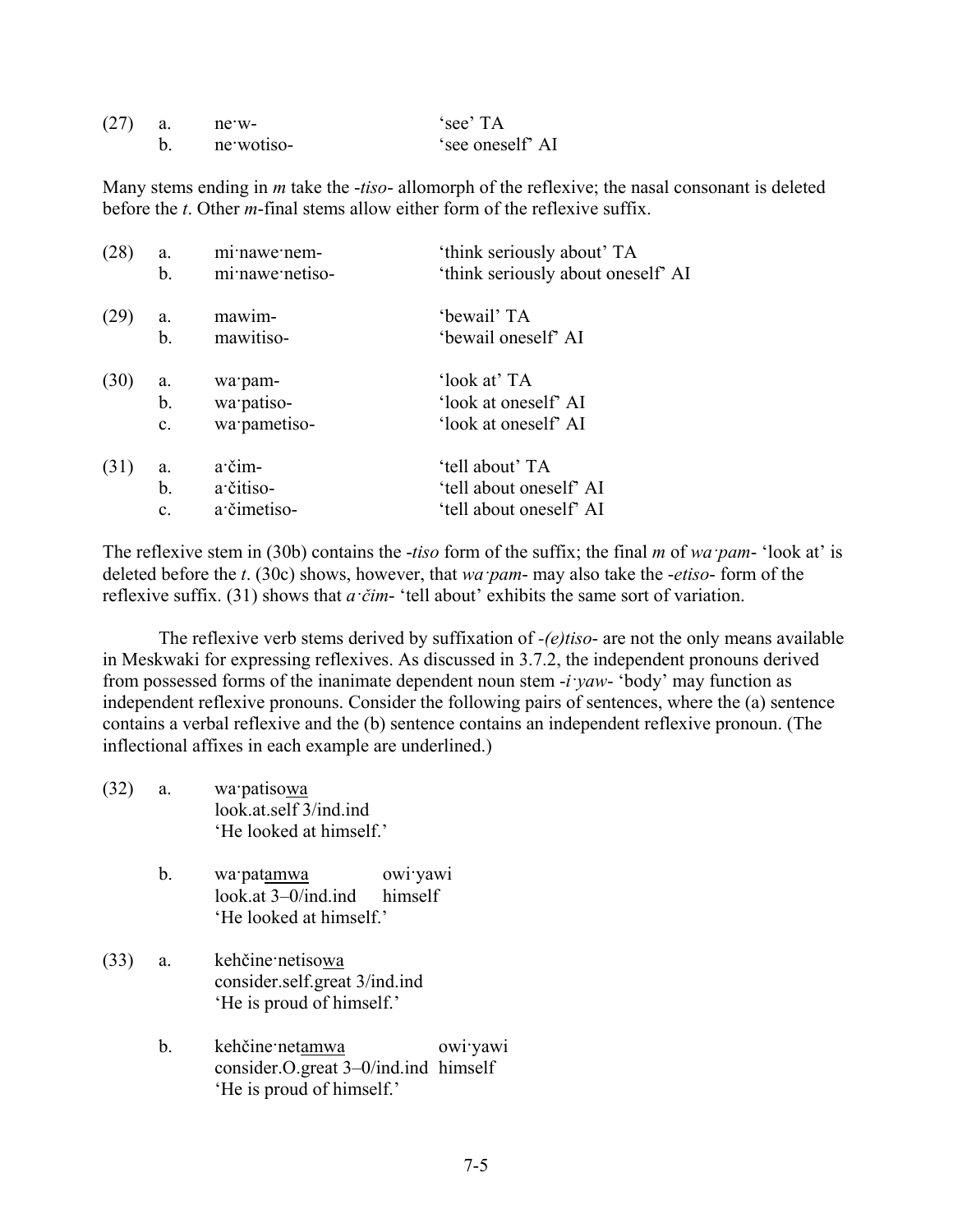(27) a. ne·w- 'see' TA
b. ne·wotiso- 'see oneself' AI

Many stems ending in *m* take the -*tiso*- allomorph of the reflexive; the nasal consonant is deleted before the *t*. Other *m*-final stems allow either form of the reflexive suffix.

(28) a. mi·nawe·nem- 'think seriously about' TA
b. mi·nawe·netiso- 'think seriously about oneself' AI

(29) a. mawim- 'bewail' TA
b. mawitiso- 'bewail oneself' AI

(30) a. wa·pam- 'look at' TA
b. wa·patiso- 'look at oneself' AI
c. wa·pametiso- 'look at oneself' AI

(31) a. a·čim- 'tell about' TA
b. a·čitiso- 'tell about oneself' AI
c. a·čimetiso- 'tell about oneself' AI

The reflexive stem in (30b) contains the -*tiso* form of the suffix; the final *m* of *wa·pam*- 'look at' is deleted before the *t*. (30c) shows, however, that *wa·pam*- may also take the -*etiso*- form of the reflexive suffix. (31) shows that *a·čim*- 'tell about' exhibits the same sort of variation.

The reflexive verb stems derived by suffixation of -*(e)tiso*- are not the only means available in Meskwaki for expressing reflexives. As discussed in 3.7.2, the independent pronouns derived from possessed forms of the inanimate dependent noun stem -*i·yaw*- 'body' may function as independent reflexive pronouns. Consider the following pairs of sentences, where the (a) sentence contains a verbal reflexive and the (b) sentence contains an independent reflexive pronoun. (The inflectional affixes in each example are underlined.)

(32) a. wa·patiso<u>wa</u>
look.at.self 3/ind.ind
'He looked at himself.'

b. wa·pat<u>amwa</u> owi·yawi
look.at 3–0/ind.ind himself
'He looked at himself.'

(33) a. kehčine·netiso<u>wa</u>
consider.self.great 3/ind.ind
'He is proud of himself.'

b. kehčine·net<u>amwa</u> owi·yawi
consider.O.great 3–0/ind.ind himself
'He is proud of himself.'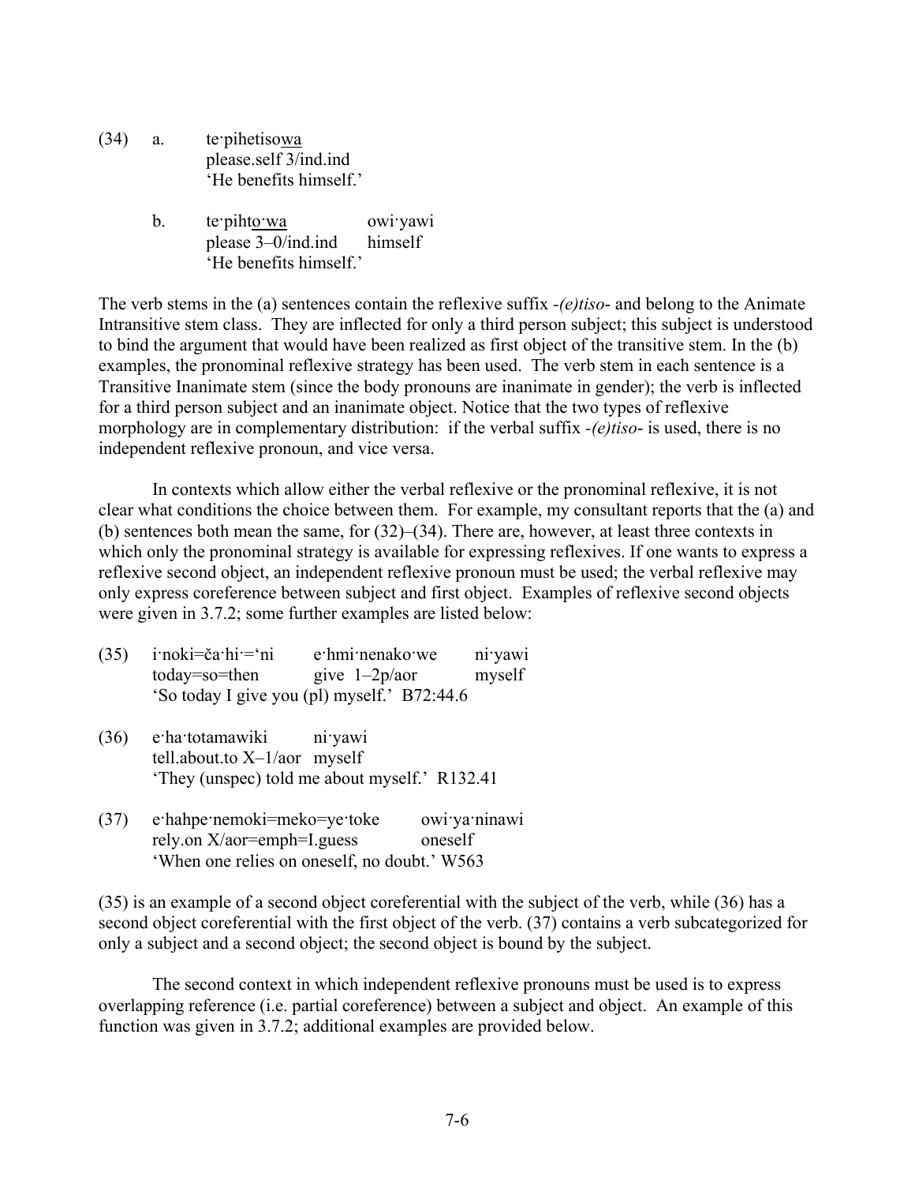(34) a. te·pihetiso<u>wa</u>
please.self 3/ind.ind
'He benefits himself.'

b. te·piht<u>o·wa</u> owi·yawi
please 3–0/ind.ind himself
'He benefits himself.'

The verb stems in the (a) sentences contain the reflexive suffix *-(e)tiso-* and belong to the Animate Intransitive stem class. They are inflected for only a third person subject; this subject is understood to bind the argument that would have been realized as first object of the transitive stem. In the (b) examples, the pronominal reflexive strategy has been used. The verb stem in each sentence is a Transitive Inanimate stem (since the body pronouns are inanimate in gender); the verb is inflected for a third person subject and an inanimate object. Notice that the two types of reflexive morphology are in complementary distribution: if the verbal suffix *-(e)tiso-* is used, there is no independent reflexive pronoun, and vice versa.

In contexts which allow either the verbal reflexive or the pronominal reflexive, it is not clear what conditions the choice between them. For example, my consultant reports that the (a) and (b) sentences both mean the same, for (32)–(34). There are, however, at least three contexts in which only the pronominal strategy is available for expressing reflexives. If one wants to express a reflexive second object, an independent reflexive pronoun must be used; the verbal reflexive may only express coreference between subject and first object. Examples of reflexive second objects were given in 3.7.2; some further examples are listed below:

(35) i·noki=ča·hi·='ni e·hmi·nenako·we ni·yawi
today=so=then give 1–2p/aor myself
'So today I give you (pl) myself.' B72:44.6

(36) e·ha·totamawiki ni·yawi
tell.about.to X–1/aor myself
'They (unspec) told me about myself.' R132.41

(37) e·hahpe·nemoki=meko=ye·toke owi·ya·ninawi
rely.on X/aor=emph=I.guess oneself
'When one relies on oneself, no doubt.' W563

(35) is an example of a second object coreferential with the subject of the verb, while (36) has a second object coreferential with the first object of the verb. (37) contains a verb subcategorized for only a subject and a second object; the second object is bound by the subject.

The second context in which independent reflexive pronouns must be used is to express overlapping reference (i.e. partial coreference) between a subject and object. An example of this function was given in 3.7.2; additional examples are provided below.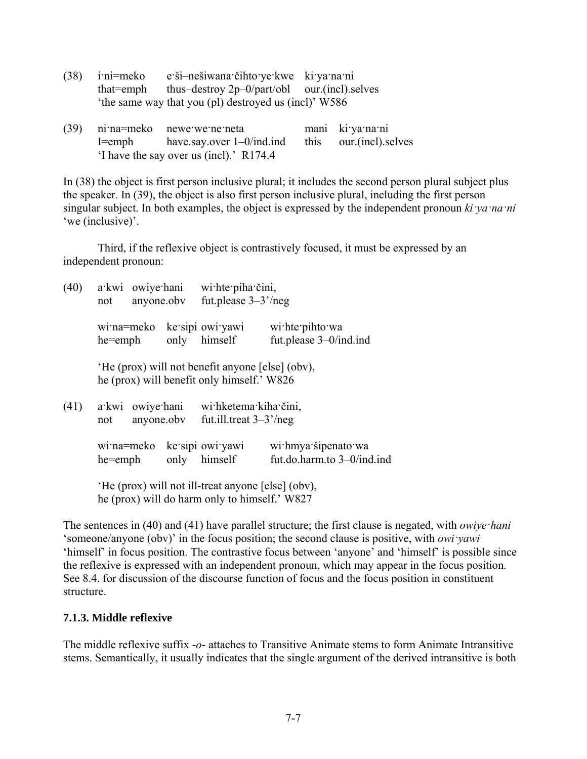(38) i·ni=meko e·ši–nešiwana·čihto·ye·kwe ki·ya·na·ni
that=emph thus–destroy 2p–0/part/obl our.(incl).selves
'the same way that you (pl) destroyed us (incl)' W586

(39) ni·na=meko newe·we·ne·neta mani ki·ya·na·ni
I=emph have.say.over 1–0/ind.ind this our.(incl).selves
'I have the say over us (incl).' R174.4

In (38) the object is first person inclusive plural; it includes the second person plural subject plus the speaker. In (39), the object is also first person inclusive plural, including the first person singular subject. In both examples, the object is expressed by the independent pronoun *ki·ya·na·ni* 'we (inclusive)'.

Third, if the reflexive object is contrastively focused, it must be expressed by an independent pronoun:

(40) a·kwi owiye·hani wi·hte·piha·čini,
not anyone.obv fut.please 3–3'/neg

wi·na=meko ke·sipi owi·yawi wi·hte·pihto·wa
he=emph only himself fut.please 3–0/ind.ind

'He (prox) will not benefit anyone [else] (obv),
he (prox) will benefit only himself.' W826

(41) a·kwi owiye·hani wi·hketema·kiha·čini,
not anyone.obv fut.ill.treat 3–3'/neg

wi·na=meko ke·sipi owi·yawi wi·hmya·šipenato·wa
he=emph only himself fut.do.harm.to 3–0/ind.ind

'He (prox) will not ill-treat anyone [else] (obv),
he (prox) will do harm only to himself.' W827

The sentences in (40) and (41) have parallel structure; the first clause is negated, with *owiye·hani* 'someone/anyone (obv)' in the focus position; the second clause is positive, with *owi·yawi* 'himself' in focus position. The contrastive focus between 'anyone' and 'himself' is possible since the reflexive is expressed with an independent pronoun, which may appear in the focus position. See 8.4. for discussion of the discourse function of focus and the focus position in constituent structure.

### 7.1.3. Middle reflexive

The middle reflexive suffix *-o-* attaches to Transitive Animate stems to form Animate Intransitive stems. Semantically, it usually indicates that the single argument of the derived intransitive is both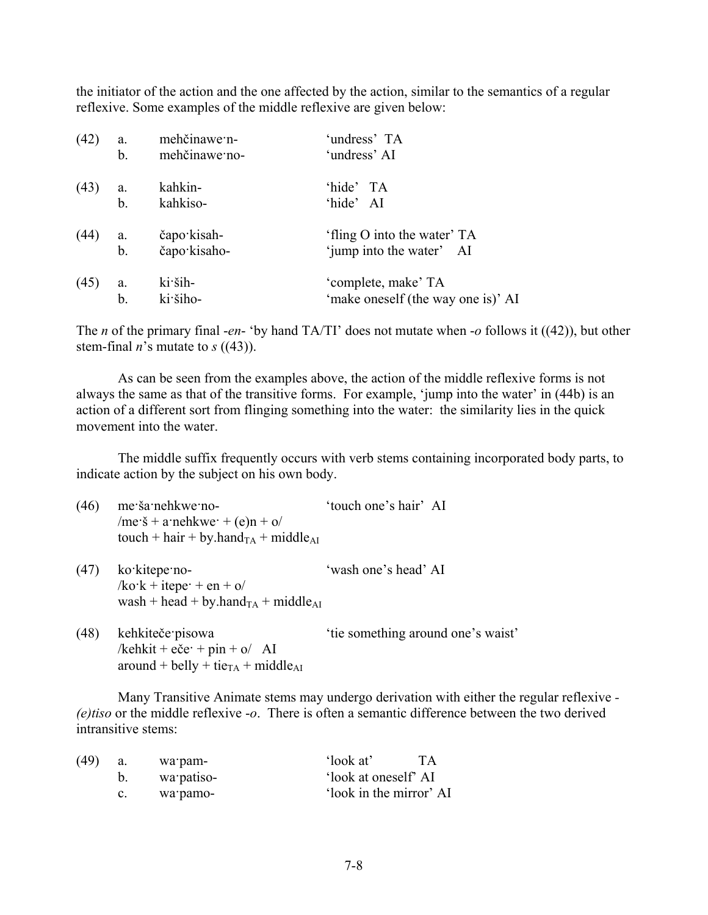the initiator of the action and the one affected by the action, similar to the semantics of a regular reflexive. Some examples of the middle reflexive are given below:

| | | | |
|---|---|---|---|
| (42) | a. | mehčinawe·n- | 'undress' TA |
| | b. | mehčinawe·no- | 'undress' AI |
| (43) | a. | kahkin- | 'hide' TA |
| | b. | kahkiso- | 'hide' AI |
| (44) | a. | čapo·kisah- | 'fling O into the water' TA |
| | b. | čapo·kisaho- | 'jump into the water' AI |
| (45) | a. | ki·ših- | 'complete, make' TA |
| | b. | ki·šiho- | 'make oneself (the way one is)' AI |

The *n* of the primary final -*en*- 'by hand TA/TI' does not mutate when -*o* follows it ((42)), but other stem-final *n*'s mutate to *s* ((43)).

As can be seen from the examples above, the action of the middle reflexive forms is not always the same as that of the transitive forms. For example, 'jump into the water' in (44b) is an action of a different sort from flinging something into the water: the similarity lies in the quick movement into the water.

The middle suffix frequently occurs with verb stems containing incorporated body parts, to indicate action by the subject on his own body.

(46) me·ša·nehkwe·no- 'touch one's hair' AI
/me·š + a·nehkwe· + (e)n + o/
touch + hair + by.hand$_{TA}$ + middle$_{AI}$

(47) ko·kitepe·no- 'wash one's head' AI
/ko·k + itepe· + en + o/
wash + head + by.hand$_{TA}$ + middle$_{AI}$

(48) kehkiteče·pisowa 'tie something around one's waist'
/kehkit + eče· + pin + o/ AI
around + belly + tie$_{TA}$ + middle$_{AI}$

Many Transitive Animate stems may undergo derivation with either the regular reflexive -*(e)tiso* or the middle reflexive -*o*. There is often a semantic difference between the two derived intransitive stems:

| | | | |
|---|---|---|---|
| (49) | a. | wa·pam- | 'look at' TA |
| | b. | wa·patiso- | 'look at oneself' AI |
| | c. | wa·pamo- | 'look in the mirror' AI |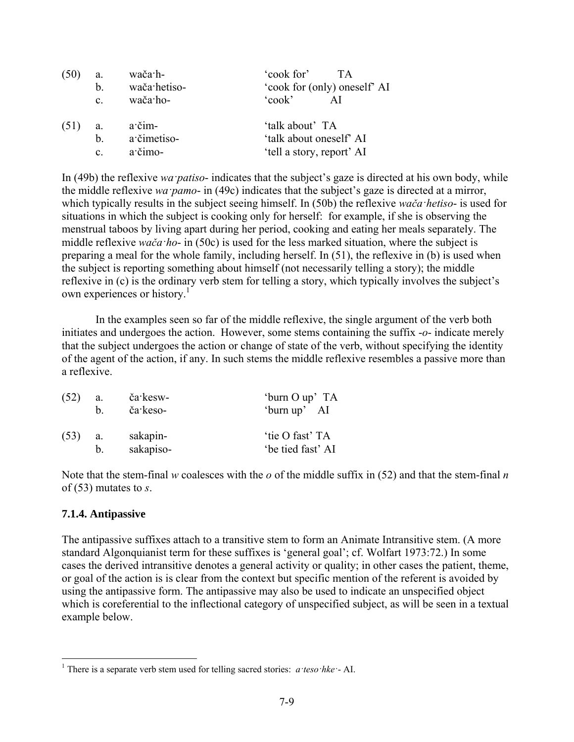| (50) | a. | wača·h- | 'cook for' TA |
|---|---|---|---|
| | b. | wača·hetiso- | 'cook for (only) oneself' AI |
| | c. | wača·ho- | 'cook' AI |
| (51) | a. | a·čim- | 'talk about' TA |
| | b. | a·čimetiso- | 'talk about oneself' AI |
| | c. | a·čimo- | 'tell a story, report' AI |

In (49b) the reflexive *wa·patiso-* indicates that the subject's gaze is directed at his own body, while the middle reflexive *wa·pamo-* in (49c) indicates that the subject's gaze is directed at a mirror, which typically results in the subject seeing himself. In (50b) the reflexive *wača·hetiso-* is used for situations in which the subject is cooking only for herself: for example, if she is observing the menstrual taboos by living apart during her period, cooking and eating her meals separately. The middle reflexive *wača·ho-* in (50c) is used for the less marked situation, where the subject is preparing a meal for the whole family, including herself. In (51), the reflexive in (b) is used when the subject is reporting something about himself (not necessarily telling a story); the middle reflexive in (c) is the ordinary verb stem for telling a story, which typically involves the subject's own experiences or history.[1]

In the examples seen so far of the middle reflexive, the single argument of the verb both initiates and undergoes the action. However, some stems containing the suffix *-o-* indicate merely that the subject undergoes the action or change of state of the verb, without specifying the identity of the agent of the action, if any. In such stems the middle reflexive resembles a passive more than a reflexive.

| (52) | a. | ča·kesw- | 'burn O up' TA |
|---|---|---|---|
| | b. | ča·keso- | 'burn up' AI |
| (53) | a. | sakapin- | 'tie O fast' TA |
| | b. | sakapiso- | 'be tied fast' AI |

Note that the stem-final *w* coalesces with the *o* of the middle suffix in (52) and that the stem-final *n* of (53) mutates to *s*.

### 7.1.4. Antipassive

The antipassive suffixes attach to a transitive stem to form an Animate Intransitive stem. (A more standard Algonquianist term for these suffixes is 'general goal'; cf. Wolfart 1973:72.) In some cases the derived intransitive denotes a general activity or quality; in other cases the patient, theme, or goal of the action is is clear from the context but specific mention of the referent is avoided by using the antipassive form. The antipassive may also be used to indicate an unspecified object which is coreferential to the inflectional category of unspecified subject, as will be seen in a textual example below.

---

[1] There is a separate verb stem used for telling sacred stories: *a·teso·hke·-* AI.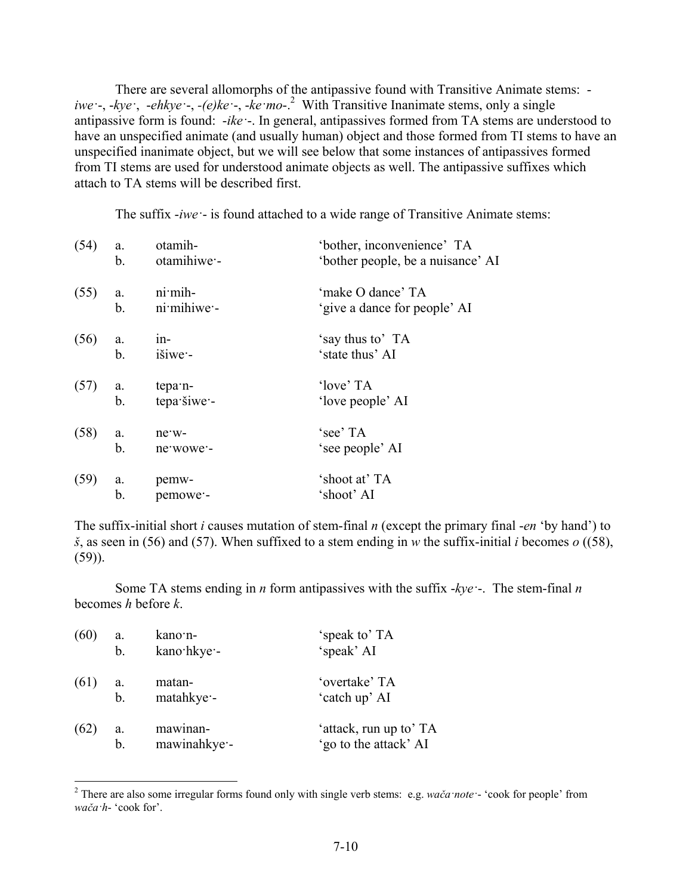There are several allomorphs of the antipassive found with Transitive Animate stems: -*iwe·*-, -*kye·*, -*ehkye·*-, -*(e)ke·*-, -*ke·mo*-.[2] With Transitive Inanimate stems, only a single antipassive form is found: -*ike·*-. In general, antipassives formed from TA stems are understood to have an unspecified animate (and usually human) object and those formed from TI stems to have an unspecified inanimate object, but we will see below that some instances of antipassives formed from TI stems are used for understood animate objects as well. The antipassive suffixes which attach to TA stems will be described first.

The suffix -*iwe·*- is found attached to a wide range of Transitive Animate stems:

| | | | |
|---|---|---|---|
| (54) | a. | otamih- | 'bother, inconvenience' TA |
| | b. | otamihiwe·- | 'bother people, be a nuisance' AI |
| (55) | a. | ni·mih- | 'make O dance' TA |
| | b. | ni·mihiwe·- | 'give a dance for people' AI |
| (56) | a. | in- | 'say thus to' TA |
| | b. | išiwe·- | 'state thus' AI |
| (57) | a. | tepa·n- | 'love' TA |
| | b. | tepa·šiwe·- | 'love people' AI |
| (58) | a. | ne·w- | 'see' TA |
| | b. | ne·wowe·- | 'see people' AI |
| (59) | a. | pemw- | 'shoot at' TA |
| | b. | pemowe·- | 'shoot' AI |

The suffix-initial short *i* causes mutation of stem-final *n* (except the primary final -*en* 'by hand') to *š*, as seen in (56) and (57). When suffixed to a stem ending in *w* the suffix-initial *i* becomes *o* ((58), (59)).

Some TA stems ending in *n* form antipassives with the suffix -*kye·*-. The stem-final *n* becomes *h* before *k*.

| | | | |
|---|---|---|---|
| (60) | a. | kano·n- | 'speak to' TA |
| | b. | kano·hkye·- | 'speak' AI |
| (61) | a. | matan- | 'overtake' TA |
| | b. | matahkye·- | 'catch up' AI |
| (62) | a. | mawinan- | 'attack, run up to' TA |
| | b. | mawinahkye·- | 'go to the attack' AI |

[2] There are also some irregular forms found only with single verb stems: e.g. *wača·note·*- 'cook for people' from *wača·h*- 'cook for'.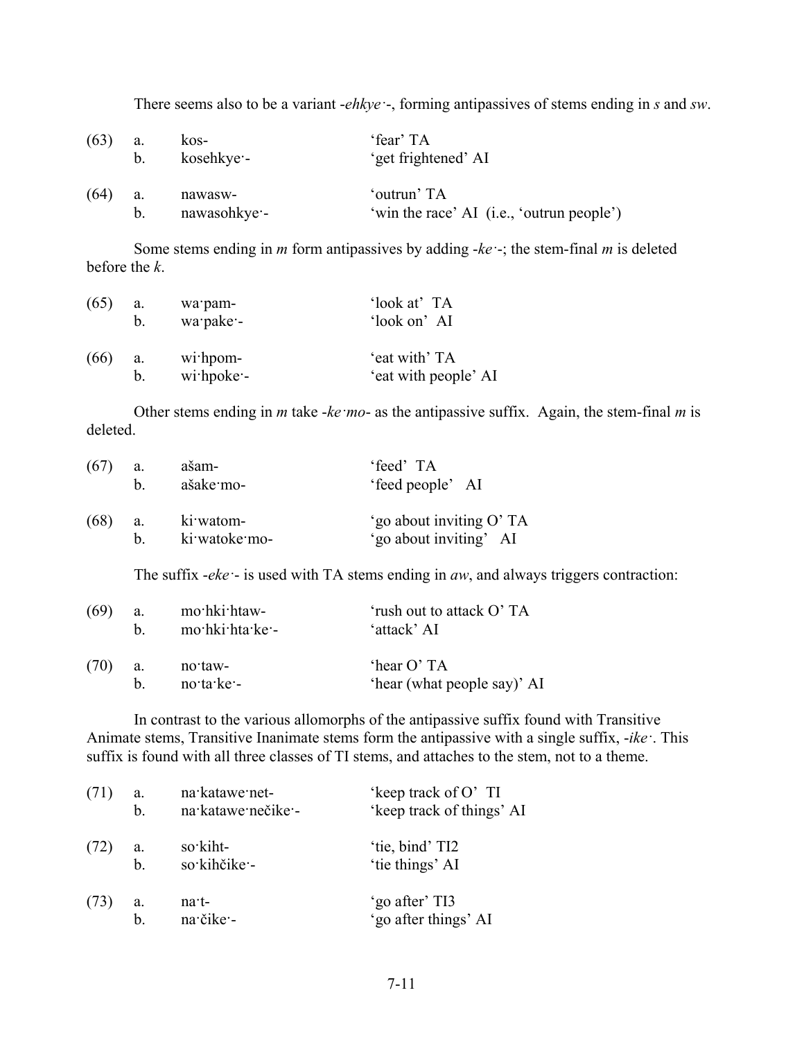There seems also to be a variant *-ehkye·-*, forming antipassives of stems ending in *s* and *sw*.

| | | | |
|---|---|---|---|
| (63) | a. | kos- | 'fear' TA |
| | b. | kosehkye·- | 'get frightened' AI |
| (64) | a. | nawasw- | 'outrun' TA |
| | b. | nawasohkye·- | 'win the race' AI (i.e., 'outrun people') |

Some stems ending in *m* form antipassives by adding *-ke·-*; the stem-final *m* is deleted before the *k*.

| | | | |
|---|---|---|---|
| (65) | a. | wa·pam- | 'look at' TA |
| | b. | wa·pake·- | 'look on' AI |
| (66) | a. | wi·hpom- | 'eat with' TA |
| | b. | wi·hpoke·- | 'eat with people' AI |

Other stems ending in *m* take *-ke·mo-* as the antipassive suffix. Again, the stem-final *m* is deleted.

| | | | |
|---|---|---|---|
| (67) | a. | ašam- | 'feed' TA |
| | b. | ašake·mo- | 'feed people' AI |
| (68) | a. | ki·watom- | 'go about inviting O' TA |
| | b. | ki·watoke·mo- | 'go about inviting' AI |

The suffix *-eke·-* is used with TA stems ending in *aw*, and always triggers contraction:

| | | | |
|---|---|---|---|
| (69) | a. | mo·hki·htaw- | 'rush out to attack O' TA |
| | b. | mo·hki·hta·ke·- | 'attack' AI |
| (70) | a. | no·taw- | 'hear O' TA |
| | b. | no·ta·ke·- | 'hear (what people say)' AI |

In contrast to the various allomorphs of the antipassive suffix found with Transitive Animate stems, Transitive Inanimate stems form the antipassive with a single suffix, *-ike·*. This suffix is found with all three classes of TI stems, and attaches to the stem, not to a theme.

| | | | |
|---|---|---|---|
| (71) | a. | na·katawe·net- | 'keep track of O' TI |
| | b. | na·katawe·nečike·- | 'keep track of things' AI |
| (72) | a. | so·kiht- | 'tie, bind' TI2 |
| | b. | so·kihčike·- | 'tie things' AI |
| (73) | a. | na·t- | 'go after' TI3 |
| | b. | na·čike·- | 'go after things' AI |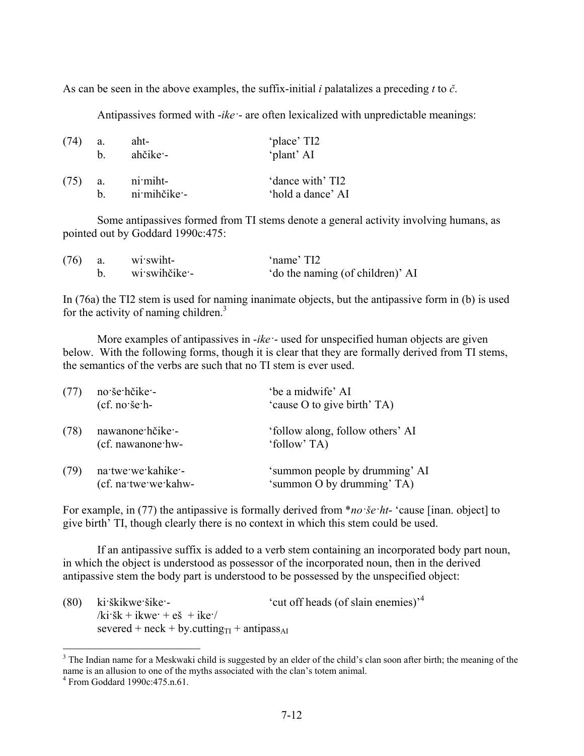As can be seen in the above examples, the suffix-initial *i* palatalizes a preceding *t* to *č*.

Antipassives formed with *-ike·-* are often lexicalized with unpredictable meanings:

(74) a. aht- 'place' TI2
 b. ahčike·- 'plant' AI

(75) a. ni·miht- 'dance with' TI2
 b. ni·mihčike·- 'hold a dance' AI

Some antipassives formed from TI stems denote a general activity involving humans, as pointed out by Goddard 1990c:475:

(76) a. wi·swiht- 'name' TI2
 b. wi·swihčike·- 'do the naming (of children)' AI

In (76a) the TI2 stem is used for naming inanimate objects, but the antipassive form in (b) is used for the activity of naming children.[3]

More examples of antipassives in *-ike·-* used for unspecified human objects are given below. With the following forms, though it is clear that they are formally derived from TI stems, the semantics of the verbs are such that no TI stem is ever used.

(77) no·še·hčike·- 'be a midwife' AI
 (cf. no·še·h- 'cause O to give birth' TA)

(78) nawanone·hčike·- 'follow along, follow others' AI
 (cf. nawanone·hw- 'follow' TA)

(79) na·twe·we·kahike·- 'summon people by drumming' AI
 (cf. na·twe·we·kahw- 'summon O by drumming' TA)

For example, in (77) the antipassive is formally derived from \**no·še·ht-* 'cause [inan. object] to give birth' TI, though clearly there is no context in which this stem could be used.

If an antipassive suffix is added to a verb stem containing an incorporated body part noun, in which the object is understood as possessor of the incorporated noun, then in the derived antipassive stem the body part is understood to be possessed by the unspecified object:

(80) ki·škikwe·šike·- 'cut off heads (of slain enemies)'[4]
 /ki·šk + ikwe· + eš + ike·/
 severed + neck + by.cutting$_{TI}$ + antipass$_{AI}$

---

[3] The Indian name for a Meskwaki child is suggested by an elder of the child's clan soon after birth; the meaning of the name is an allusion to one of the myths associated with the clan's totem animal.

[4] From Goddard 1990c:475.n.61.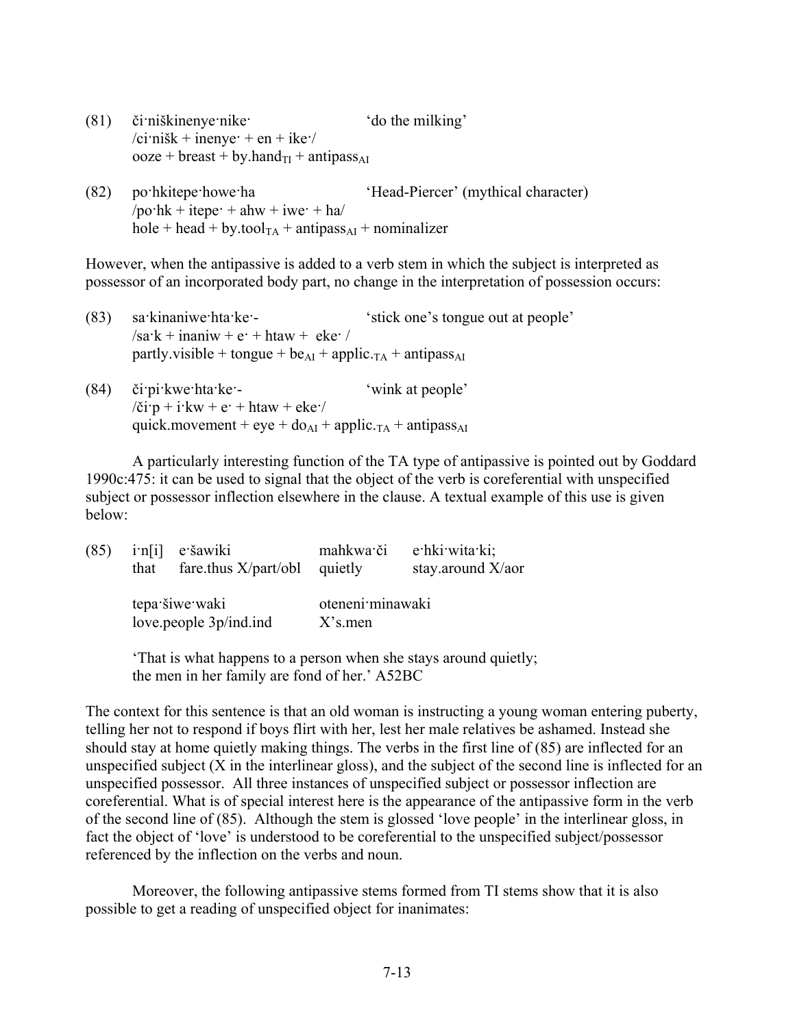(81) či·niškinenye·nike· 'do the milking'
/ci·nišk + inenye· + en + ike·/
ooze + breast + by.hand$_{TI}$ + antipass$_{AI}$

(82) po·hkitepe·howe·ha 'Head-Piercer' (mythical character)
/po·hk + itepe· + ahw + iwe· + ha/
hole + head + by.tool$_{TA}$ + antipass$_{AI}$ + nominalizer

However, when the antipassive is added to a verb stem in which the subject is interpreted as possessor of an incorporated body part, no change in the interpretation of possession occurs:

(83) sa·kinaniwe·hta·ke·- 'stick one's tongue out at people'
/sa·k + inaniw + e· + htaw + eke· /
partly.visible + tongue + be$_{AI}$ + applic.$_{TA}$ + antipass$_{AI}$

(84) či·pi·kwe·hta·ke·- 'wink at people'
/či·p + i·kw + e· + htaw + eke·/
quick.movement + eye + do$_{AI}$ + applic.$_{TA}$ + antipass$_{AI}$

A particularly interesting function of the TA type of antipassive is pointed out by Goddard 1990c:475: it can be used to signal that the object of the verb is coreferential with unspecified subject or possessor inflection elsewhere in the clause. A textual example of this use is given below:

(85)

| i·n[i] | e·šawiki | mahkwa·či | e·hki·wita·ki; |
|---|---|---|---|
| that | fare.thus X/part/obl | quietly | stay.around X/aor |

| tepa·šiwe·waki | oteneni·minawaki |
|---|---|
| love.people 3p/ind.ind | X's.men |

'That is what happens to a person when she stays around quietly; the men in her family are fond of her.' A52BC

The context for this sentence is that an old woman is instructing a young woman entering puberty, telling her not to respond if boys flirt with her, lest her male relatives be ashamed. Instead she should stay at home quietly making things. The verbs in the first line of (85) are inflected for an unspecified subject (X in the interlinear gloss), and the subject of the second line is inflected for an unspecified possessor. All three instances of unspecified subject or possessor inflection are coreferential. What is of special interest here is the appearance of the antipassive form in the verb of the second line of (85). Although the stem is glossed 'love people' in the interlinear gloss, in fact the object of 'love' is understood to be coreferential to the unspecified subject/possessor referenced by the inflection on the verbs and noun.

Moreover, the following antipassive stems formed from TI stems show that it is also possible to get a reading of unspecified object for inanimates: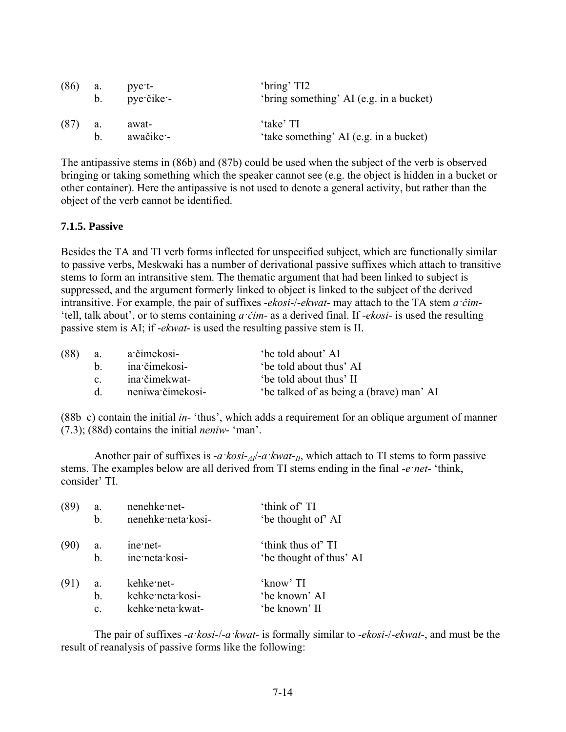| (86) | a. | pye·t- | 'bring' TI2 |
|---|---|---|---|
| | b. | pye·čike·- | 'bring something' AI (e.g. in a bucket) |
| (87) | a. | awat- | 'take' TI |
| | b. | awačike·- | 'take something' AI (e.g. in a bucket) |

The antipassive stems in (86b) and (87b) could be used when the subject of the verb is observed bringing or taking something which the speaker cannot see (e.g. the object is hidden in a bucket or other container). Here the antipassive is not used to denote a general activity, but rather than the object of the verb cannot be identified.

### 7.1.5. Passive

Besides the TA and TI verb forms inflected for unspecified subject, which are functionally similar to passive verbs, Meskwaki has a number of thematic derivational passive suffixes which attach to transitive stems to form an intransitive stem. The thematic argument that had been linked to subject is suppressed, and the argument formerly linked to object is linked to the subject of the derived intransitive. For example, the pair of suffixes -*ekosi*-/-*ekwat*- may attach to the TA stem *a·čim*- 'tell, talk about', or to stems containing *a·čim*- as a derived final. If -*ekosi*- is used the resulting passive stem is AI; if -*ekwat*- is used the resulting passive stem is II.

| (88) | a. | a·čimekosi- | 'be told about' AI |
|---|---|---|---|
| | b. | ina·čimekosi- | 'be told about thus' AI |
| | c. | ina·čimekwat- | 'be told about thus' II |
| | d. | neniwa·čimekosi- | 'be talked of as being a (brave) man' AI |

(88b–c) contain the initial *in*- 'thus', which adds a requirement for an oblique argument of manner (7.3); (88d) contains the initial *neniw*- 'man'.

Another pair of suffixes is -*a·kosi*-$_{AI}$/-*a·kwat*-$_{II}$, which attach to TI stems to form passive stems. The examples below are all derived from TI stems ending in the final -*e·net*- 'think, consider' TI.

| (89) | a. | nenehke·net- | 'think of' TI |
|---|---|---|---|
| | b. | nenehke·neta·kosi- | 'be thought of' AI |
| (90) | a. | ine·net- | 'think thus of' TI |
| | b. | ine·neta·kosi- | 'be thought of thus' AI |
| (91) | a. | kehke·net- | 'know' TI |
| | b. | kehke·neta·kosi- | 'be known' AI |
| | c. | kehke·neta·kwat- | 'be known' II |

The pair of suffixes -*a·kosi*-/-*a·kwat*- is formally similar to -*ekosi*-/-*ekwat*-, and must be the result of reanalysis of passive forms like the following: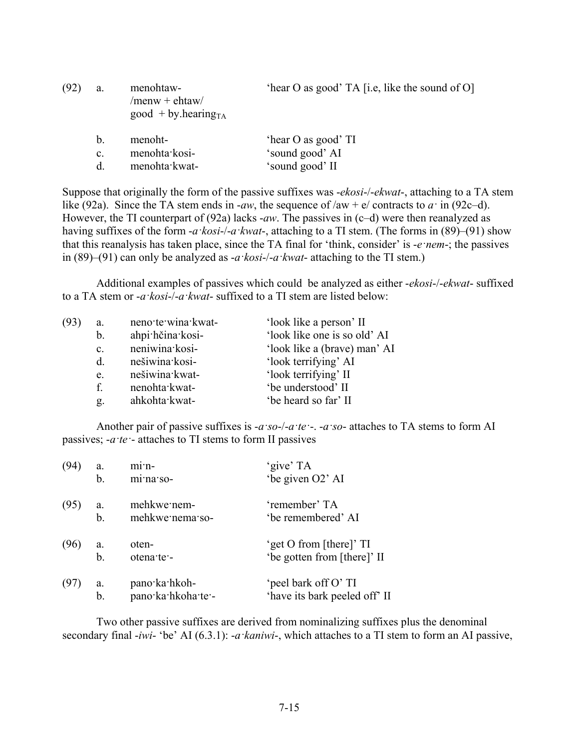(92)

| | | |
|---|---|---|
| a. | menohtaw-<br>/menw + ehtaw/<br>good + by.hearing$_{TA}$ | 'hear O as good' TA [i.e, like the sound of O] |
| b. | menoht- | 'hear O as good' TI |
| c. | menohta·kosi- | 'sound good' AI |
| d. | menohta·kwat- | 'sound good' II |

Suppose that originally the form of the passive suffixes was *-ekosi-*/*-ekwat-*, attaching to a TA stem like (92a). Since the TA stem ends in *-aw*, the sequence of /aw + e/ contracts to *a·* in (92c–d). However, the TI counterpart of (92a) lacks *-aw*. The passives in (c–d) were then reanalyzed as having suffixes of the form *-a·kosi-*/*-a·kwat-*, attaching to a TI stem. (The forms in (89)–(91) show that this reanalysis has taken place, since the TA final for 'think, consider' is *-e·nem-*; the passives in (89)–(91) can only be analyzed as *-a·kosi-*/*-a·kwat-* attaching to the TI stem.)

Additional examples of passives which could be analyzed as either *-ekosi-*/*-ekwat-* suffixed to a TA stem or *-a·kosi-*/*-a·kwat-* suffixed to a TI stem are listed below:

(93)

| | | |
|---|---|---|
| a. | neno·te·wina·kwat- | 'look like a person' II |
| b. | ahpi·hčina·kosi- | 'look like one is so old' AI |
| c. | neniwina·kosi- | 'look like a (brave) man' AI |
| d. | nešiwina·kosi- | 'look terrifying' AI |
| e. | nešiwina·kwat- | 'look terrifying' II |
| f. | nenohta·kwat- | 'be understood' II |
| g. | ahkohta·kwat- | 'be heard so far' II |

Another pair of passive suffixes is *-a·so-*/*-a·te·-*. *-a·so-* attaches to TA stems to form AI passives; *-a·te·-* attaches to TI stems to form II passives

| | | | |
|---|---|---|---|
| (94) | a. | mi·n- | 'give' TA |
| | b. | mi·na·so- | 'be given O2' AI |
| (95) | a. | mehkwe·nem- | 'remember' TA |
| | b. | mehkwe·nema·so- | 'be remembered' AI |
| (96) | a. | oten- | 'get O from [there]' TI |
| | b. | otena·te·- | 'be gotten from [there]' II |
| (97) | a. | pano·ka·hkoh- | 'peel bark off O' TI |
| | b. | pano·ka·hkoha·te·- | 'have its bark peeled off' II |

Two other passive suffixes are derived from nominalizing suffixes plus the denominal secondary final *-iwi-* 'be' AI (6.3.1): *-a·kaniwi-*, which attaches to a TI stem to form an AI passive,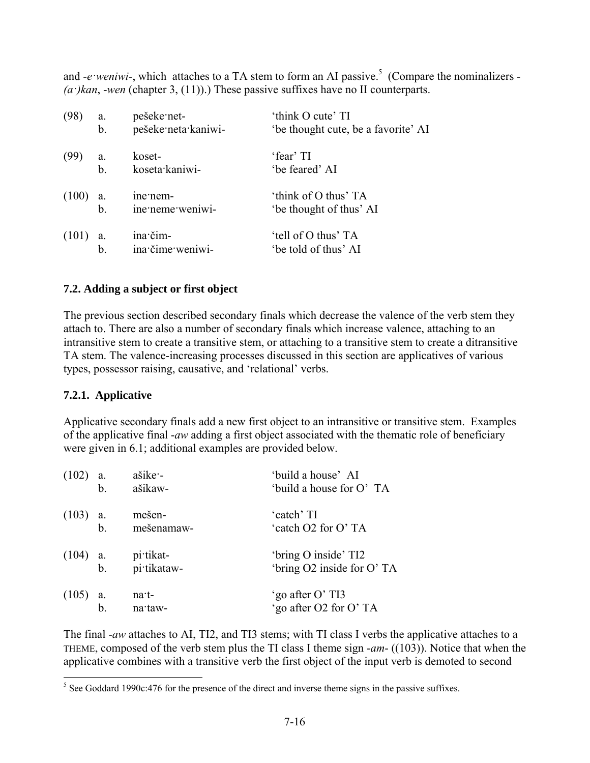and -*e·weniwi*-, which attaches to a TA stem to form an AI passive.[5] (Compare the nominalizers -*(a·)kan*, -*wen* (chapter 3, (11)).) These passive suffixes have no II counterparts.

| | | | |
|---|---|---|---|
| (98) | a. | pešeke·net- | 'think O cute' TI |
| | b. | pešeke·neta·kaniwi- | 'be thought cute, be a favorite' AI |
| (99) | a. | koset- | 'fear' TI |
| | b. | koseta·kaniwi- | 'be feared' AI |
| (100) | a. | ine·nem- | 'think of O thus' TA |
| | b. | ine·neme·weniwi- | 'be thought of thus' AI |
| (101) | a. | ina·čim- | 'tell of O thus' TA |
| | b. | ina·čime·weniwi- | 'be told of thus' AI |

### 7.2. Adding a subject or first object

The previous section described secondary finals which decrease the valence of the verb stem they attach to. There are also a number of secondary finals which increase valence, attaching to an intransitive stem to create a transitive stem, or attaching to a transitive stem to create a ditransitive TA stem. The valence-increasing processes discussed in this section are applicatives of various types, possessor raising, causative, and 'relational' verbs.

#### 7.2.1. Applicative

Applicative secondary finals add a new first object to an intransitive or transitive stem. Examples of the applicative final -*aw* adding a first object associated with the thematic role of beneficiary were given in 6.1; additional examples are provided below.

| | | | |
|---|---|---|---|
| (102) | a. | ašike·- | 'build a house' AI |
| | b. | ašikaw- | 'build a house for O' TA |
| (103) | a. | mešen- | 'catch' TI |
| | b. | mešenamaw- | 'catch O2 for O' TA |
| (104) | a. | pi·tikat- | 'bring O inside' TI2 |
| | b. | pi·tikataw- | 'bring O2 inside for O' TA |
| (105) | a. | na·t- | 'go after O' TI3 |
| | b. | na·taw- | 'go after O2 for O' TA |

The final -*aw* attaches to AI, TI2, and TI3 stems; with TI class I verbs the applicative attaches to a THEME, composed of the verb stem plus the TI class I theme sign -*am*- ((103)). Notice that when the applicative combines with a transitive verb the first object of the input verb is demoted to second

[5] See Goddard 1990c:476 for the presence of the direct and inverse theme signs in the passive suffixes.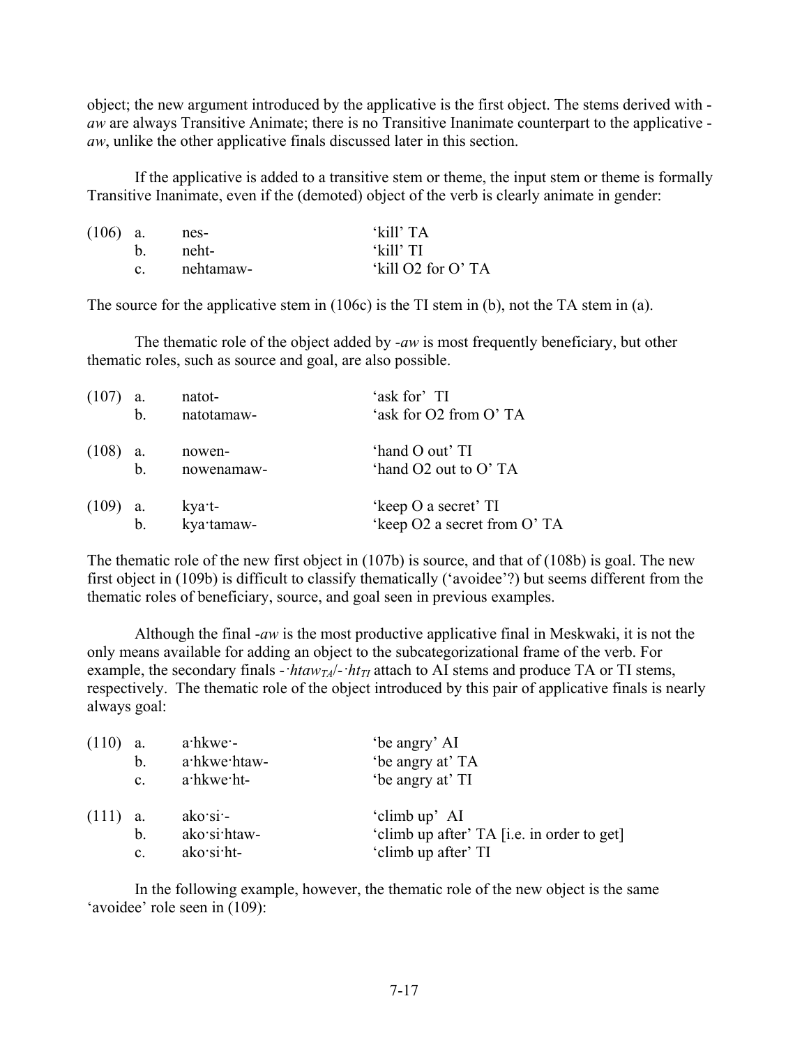object; the new argument introduced by the applicative is the first object. The stems derived with -*aw* are always Transitive Animate; there is no Transitive Inanimate counterpart to the applicative -*aw*, unlike the other applicative finals discussed later in this section.

If the applicative is added to a transitive stem or theme, the input stem or theme is formally Transitive Inanimate, even if the (demoted) object of the verb is clearly animate in gender:

| | | | |
|---|---|---|---|
| (106) | a. | nes- | 'kill' TA |
| | b. | neht- | 'kill' TI |
| | c. | nehtamaw- | 'kill O2 for O' TA |

The source for the applicative stem in (106c) is the TI stem in (b), not the TA stem in (a).

The thematic role of the object added by -*aw* is most frequently beneficiary, but other thematic roles, such as source and goal, are also possible.

| | | | |
|---|---|---|---|
| (107) | a. | natot- | 'ask for' TI |
| | b. | natotamaw- | 'ask for O2 from O' TA |
| (108) | a. | nowen- | 'hand O out' TI |
| | b. | nowenamaw- | 'hand O2 out to O' TA |
| (109) | a. | kya·t- | 'keep O a secret' TI |
| | b. | kya·tamaw- | 'keep O2 a secret from O' TA |

The thematic role of the new first object in (107b) is source, and that of (108b) is goal. The new first object in (109b) is difficult to classify thematically ('avoidee'?) but seems different from the thematic roles of beneficiary, source, and goal seen in previous examples.

Although the final -*aw* is the most productive applicative final in Meskwaki, it is not the only means available for adding an object to the subcategorizational frame of the verb. For example, the secondary finals -*·htaw*$_{TA}$/-*·ht*$_{TI}$ attach to AI stems and produce TA or TI stems, respectively. The thematic role of the object introduced by this pair of applicative finals is nearly always goal:

| | | | |
|---|---|---|---|
| (110) | a. | a·hkwe·- | 'be angry' AI |
| | b. | a·hkwe·htaw- | 'be angry at' TA |
| | c. | a·hkwe·ht- | 'be angry at' TI |
| (111) | a. | ako·si·- | 'climb up' AI |
| | b. | ako·si·htaw- | 'climb up after' TA [i.e. in order to get] |
| | c. | ako·si·ht- | 'climb up after' TI |

In the following example, however, the thematic role of the new object is the same 'avoidee' role seen in (109):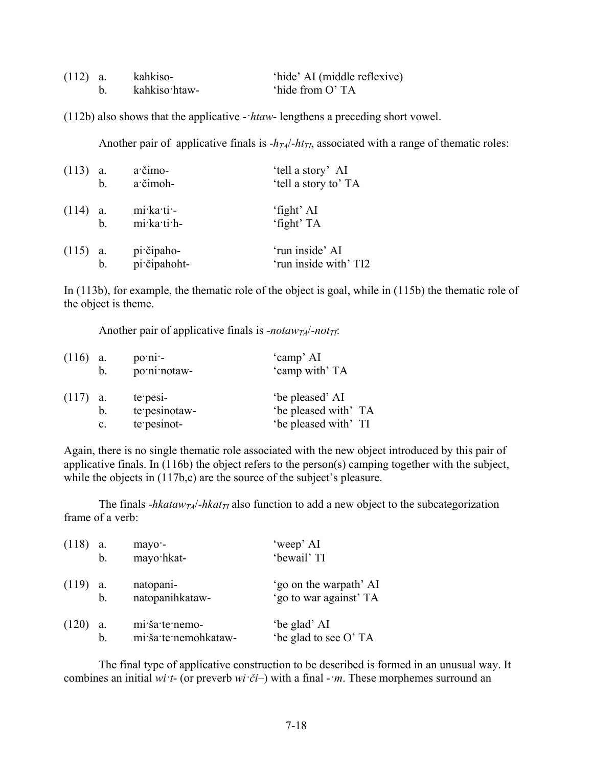| | | | |
|---|---|---|---|
| (112) | a. | kahkiso- | 'hide' AI (middle reflexive) |
| | b. | kahkiso·htaw- | 'hide from O' TA |

(112b) also shows that the applicative -*·htaw*- lengthens a preceding short vowel.

Another pair of applicative finals is -*h*$_{TA}$/-*ht*$_{TI}$, associated with a range of thematic roles:

| | | | |
|---|---|---|---|
| (113) | a. | a·čimo- | 'tell a story' AI |
| | b. | a·čimoh- | 'tell a story to' TA |
| (114) | a. | mi·ka·ti·- | 'fight' AI |
| | b. | mi·ka·ti·h- | 'fight' TA |
| (115) | a. | pi·čipaho- | 'run inside' AI |
| | b. | pi·čipahoht- | 'run inside with' TI2 |

In (113b), for example, the thematic role of the object is goal, while in (115b) the thematic role of the object is theme.

Another pair of applicative finals is -*notaw*$_{TA}$/-*not*$_{TI}$:

| | | | |
|---|---|---|---|
| (116) | a. | po·ni·- | 'camp' AI |
| | b. | po·ni·notaw- | 'camp with' TA |
| (117) | a. | te·pesi- | 'be pleased' AI |
| | b. | te·pesinotaw- | 'be pleased with' TA |
| | c. | te·pesinot- | 'be pleased with' TI |

Again, there is no single thematic role associated with the new object introduced by this pair of applicative finals. In (116b) the object refers to the person(s) camping together with the subject, while the objects in (117b,c) are the source of the subject's pleasure.

The finals -*hkataw*$_{TA}$/-*hkat*$_{TI}$ also function to add a new object to the subcategorization frame of a verb:

| | | | |
|---|---|---|---|
| (118) | a. | mayo·- | 'weep' AI |
| | b. | mayo·hkat- | 'bewail' TI |
| (119) | a. | natopani- | 'go on the warpath' AI |
| | b. | natopanihkataw- | 'go to war against' TA |
| (120) | a. | mi·ša·te·nemo- | 'be glad' AI |
| | b. | mi·ša·te·nemohkataw- | 'be glad to see O' TA |

The final type of applicative construction to be described is formed in an unusual way. It combines an initial *wi·t*- (or preverb *wi·či*–) with a final -*·m*. These morphemes surround an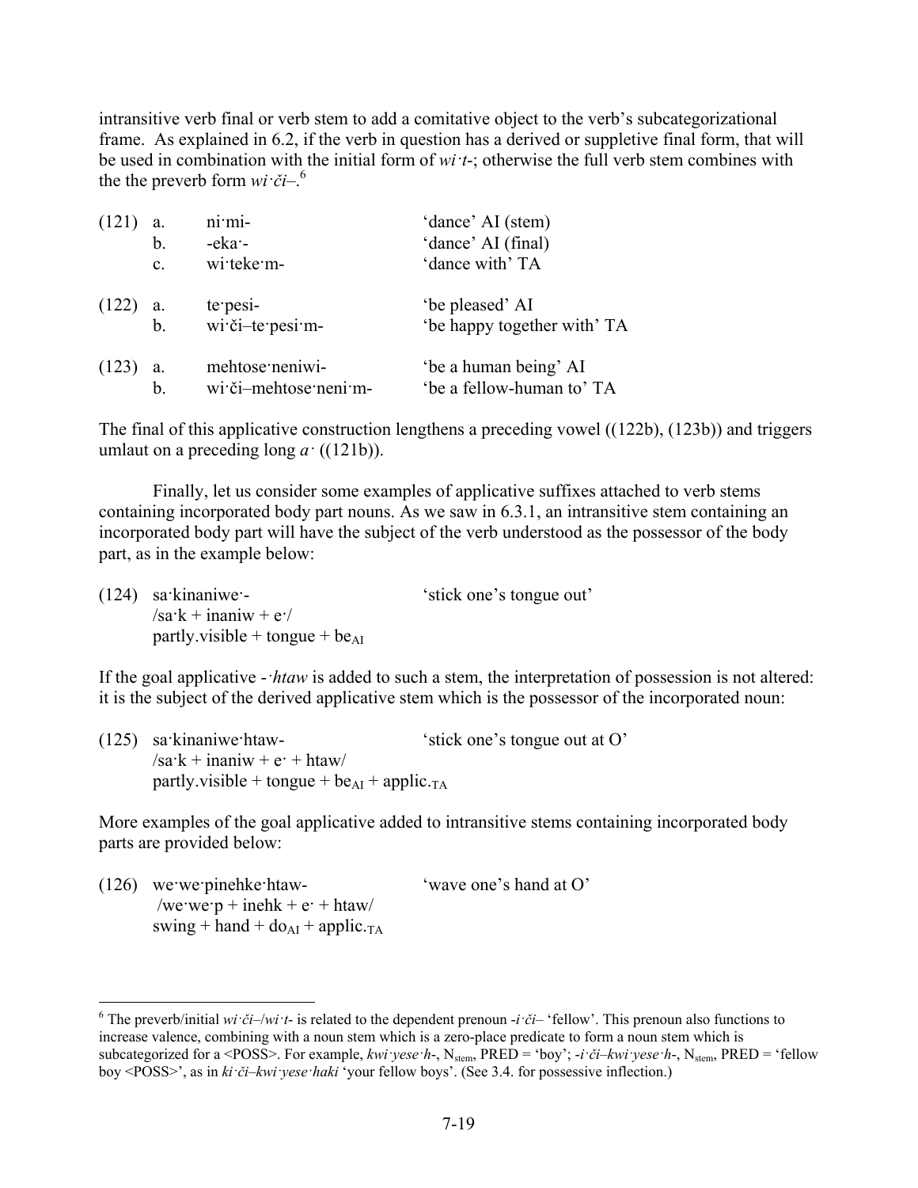intransitive verb final or verb stem to add a comitative object to the verb's subcategorizational frame. As explained in 6.2, if the verb in question has a derived or suppletive final form, that will be used in combination with the initial form of *wi·t-*; otherwise the full verb stem combines with the the preverb form *wi·či–*.[6]

| | | | |
|---|---|---|---|
| (121) | a. | ni·mi- | 'dance' AI (stem) |
| | b. | -eka·- | 'dance' AI (final) |
| | c. | wi·teke·m- | 'dance with' TA |
| (122) | a. | te·pesi- | 'be pleased' AI |
| | b. | wi·či–te·pesi·m- | 'be happy together with' TA |
| (123) | a. | mehtose·neniwi- | 'be a human being' AI |
| | b. | wi·či–mehtose·neni·m- | 'be a fellow-human to' TA |

The final of this applicative construction lengthens a preceding vowel ((122b), (123b)) and triggers umlaut on a preceding long *a·* ((121b)).

Finally, let us consider some examples of applicative suffixes attached to verb stems containing incorporated body part nouns. As we saw in 6.3.1, an intransitive stem containing an incorporated body part will have the subject of the verb understood as the possessor of the body part, as in the example below:

(124) sa·kinaniwe·- 'stick one's tongue out'
/sa·k + inaniw + e·/
partly.visible + tongue + be$_{AI}$

If the goal applicative *-·htaw* is added to such a stem, the interpretation of possession is not altered: it is the subject of the derived applicative stem which is the possessor of the incorporated noun:

(125) sa·kinaniwe·htaw- 'stick one's tongue out at O'
/sa·k + inaniw + e· + htaw/
partly.visible + tongue + be$_{AI}$ + applic.$_{TA}$

More examples of the goal applicative added to intransitive stems containing incorporated body parts are provided below:

(126) we·we·pinehke·htaw- 'wave one's hand at O'
/we·we·p + inehk + e· + htaw/
swing + hand + do$_{AI}$ + applic.$_{TA}$

---

[6] The preverb/initial *wi·či–/wi·t-* is related to the dependent prenoun *-i·či–* 'fellow'. This prenoun also functions to increase valence, combining with a noun stem which is a zero-place predicate to form a noun stem which is subcategorized for a <POSS>. For example, *kwi·yese·h-*, N$_{stem}$, PRED = 'boy'; *-i·či–kwi·yese·h-*, N$_{stem}$, PRED = 'fellow boy <POSS>', as in *ki·či–kwi·yese·haki* 'your fellow boys'. (See 3.4. for possessive inflection.)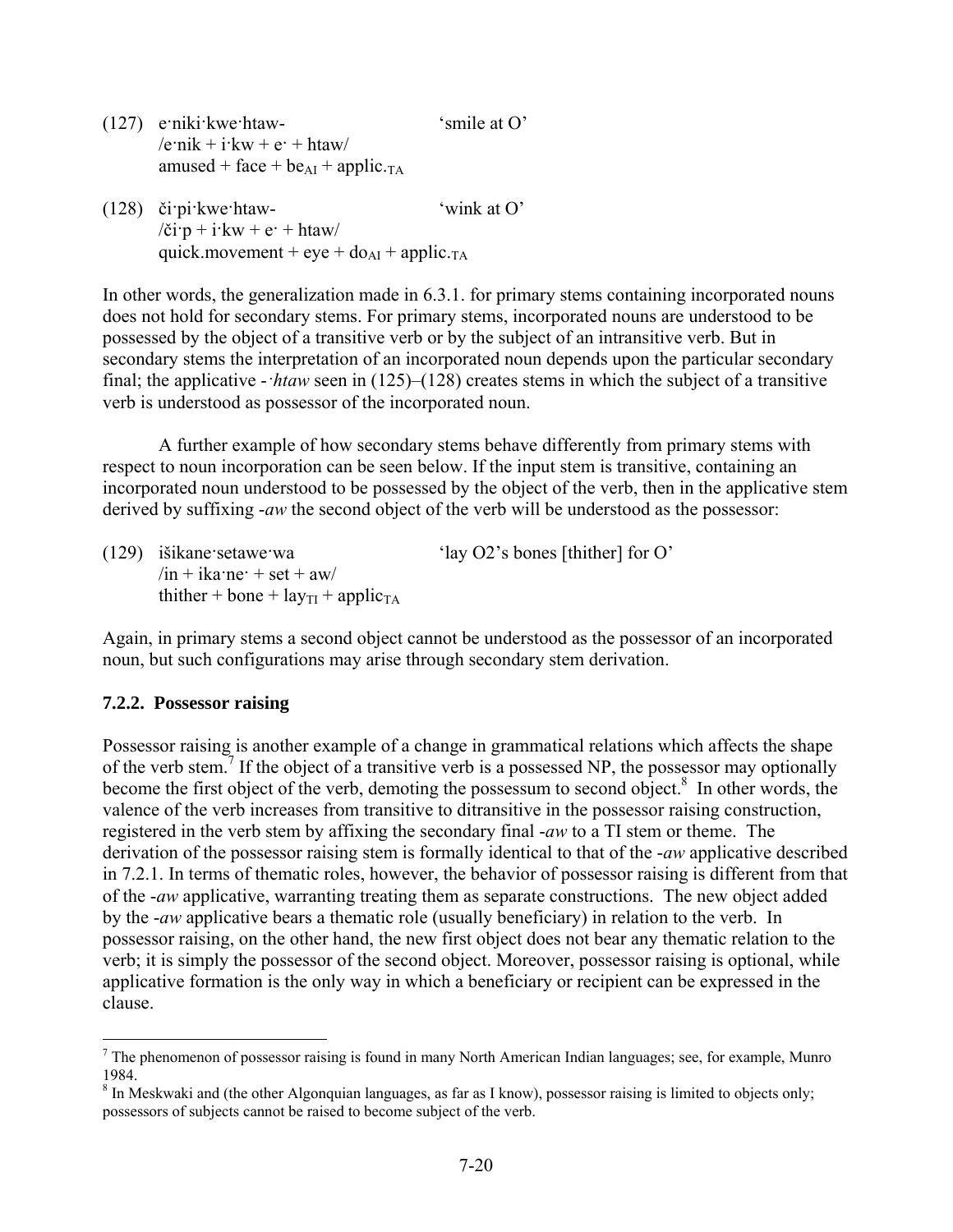(127) e·niki·kwe·htaw- 'smile at O'
/e·nik + i·kw + e· + htaw/
amused + face + $be_{AI}$ + $applic._{TA}$

(128) či·pi·kwe·htaw- 'wink at O'
/či·p + i·kw + e· + htaw/
quick.movement + eye + $do_{AI}$ + $applic._{TA}$

In other words, the generalization made in 6.3.1. for primary stems containing incorporated nouns does not hold for secondary stems. For primary stems, incorporated nouns are understood to be possessed by the object of a transitive verb or by the subject of an intransitive verb. But in secondary stems the interpretation of an incorporated noun depends upon the particular secondary final; the applicative *-·htaw* seen in (125)–(128) creates stems in which the subject of a transitive verb is understood as possessor of the incorporated noun.

A further example of how secondary stems behave differently from primary stems with respect to noun incorporation can be seen below. If the input stem is transitive, containing an incorporated noun understood to be possessed by the object of the verb, then in the applicative stem derived by suffixing *-aw* the second object of the verb will be understood as the possessor:

(129) išikane·setawe·wa 'lay O2's bones [thither] for O'
/in + ika·ne· + set + aw/
thither + bone + $lay_{TI}$ + $applic_{TA}$

Again, in primary stems a second object cannot be understood as the possessor of an incorporated noun, but such configurations may arise through secondary stem derivation.

### 7.2.2. Possessor raising

Possessor raising is another example of a change in grammatical relations which affects the shape of the verb stem.[7] If the object of a transitive verb is a possessed NP, the possessor may optionally become the first object of the verb, demoting the possessum to second object.[8] In other words, the valence of the verb increases from transitive to ditransitive in the possessor raising construction, registered in the verb stem by affixing the secondary final *-aw* to a TI stem or theme. The derivation of the possessor raising stem is formally identical to that of the *-aw* applicative described in 7.2.1. In terms of thematic roles, however, the behavior of possessor raising is different from that of the *-aw* applicative, warranting treating them as separate constructions. The new object added by the *-aw* applicative bears a thematic role (usually beneficiary) in relation to the verb. In possessor raising, on the other hand, the new first object does not bear any thematic relation to the verb; it is simply the possessor of the second object. Moreover, possessor raising is optional, while applicative formation is the only way in which a beneficiary or recipient can be expressed in the clause.

---

[7] The phenomenon of possessor raising is found in many North American Indian languages; see, for example, Munro 1984.

[8] In Meskwaki and (the other Algonquian languages, as far as I know), possessor raising is limited to objects only; possessors of subjects cannot be raised to become subject of the verb.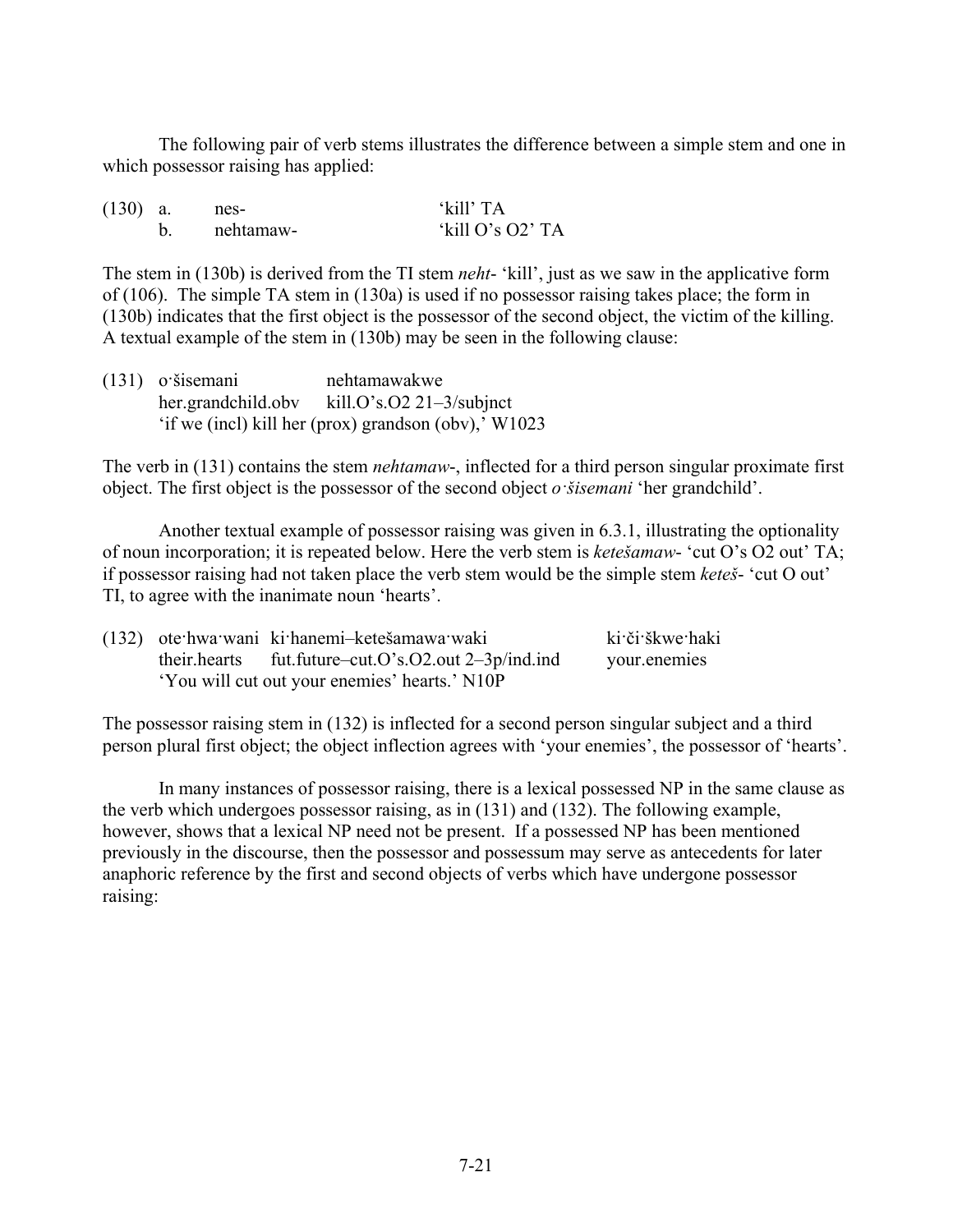The following pair of verb stems illustrates the difference between a simple stem and one in which possessor raising has applied:

| (130) | a. | nes- | 'kill' TA |
|---|---|---|---|
| | b. | nehtamaw- | 'kill O's O2' TA |

The stem in (130b) is derived from the TI stem *neht-* 'kill', just as we saw in the applicative form of (106). The simple TA stem in (130a) is used if no possessor raising takes place; the form in (130b) indicates that the first object is the possessor of the second object, the victim of the killing. A textual example of the stem in (130b) may be seen in the following clause:

(131) o·šisemani nehtamawakwe
her.grandchild.obv kill.O's.O2 21–3/subjnct
'if we (incl) kill her (prox) grandson (obv),' W1023

The verb in (131) contains the stem *nehtamaw-*, inflected for a third person singular proximate first object. The first object is the possessor of the second object *o·šisemani* 'her grandchild'.

Another textual example of possessor raising was given in 6.3.1, illustrating the optionality of noun incorporation; it is repeated below. Here the verb stem is *ketešamaw-* 'cut O's O2 out' TA; if possessor raising had not taken place the verb stem would be the simple stem *keteš-* 'cut O out' TI, to agree with the inanimate noun 'hearts'.

(132) ote·hwa·wani ki·hanemi–ketešamawa·waki ki·či·škwe·haki
their.hearts fut.future–cut.O's.O2.out 2–3p/ind.ind your.enemies
'You will cut out your enemies' hearts.' N10P

The possessor raising stem in (132) is inflected for a second person singular subject and a third person plural first object; the object inflection agrees with 'your enemies', the possessor of 'hearts'.

In many instances of possessor raising, there is a lexical possessed NP in the same clause as the verb which undergoes possessor raising, as in (131) and (132). The following example, however, shows that a lexical NP need not be present. If a possessed NP has been mentioned previously in the discourse, then the possessor and possessum may serve as antecedents for later anaphoric reference by the first and second objects of verbs which have undergone possessor raising: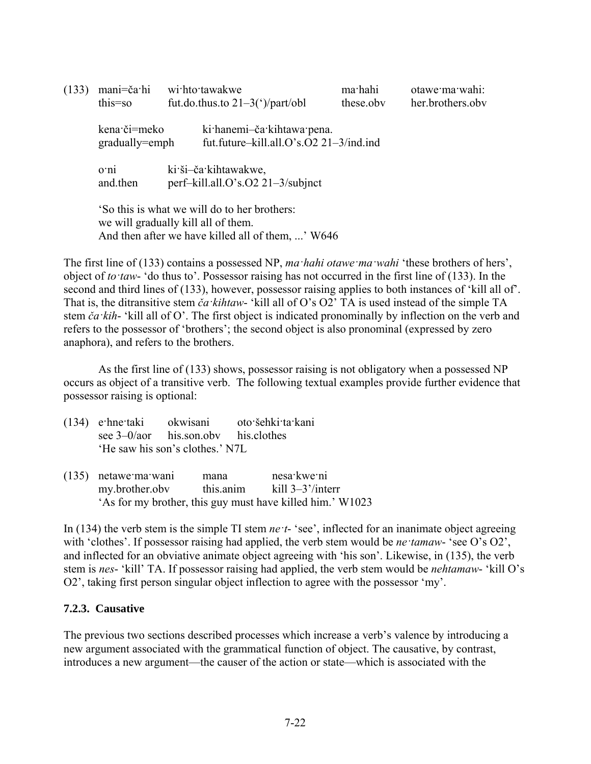(133) mani=ča·hi wi·hto·tawakwe ma·hahi otawe·ma·wahi:
this=so fut.do.thus.to 21–3(')/part/obl these.obv her.brothers.obv

kena·či=meko ki·hanemi–ča·kihtawa·pena.
gradually=emph fut.future–kill.all.O's.O2 21–3/ind.ind

o·ni ki·ši–ča·kihtawakwe,
and.then perf–kill.all.O's.O2 21–3/subjnct

'So this is what we will do to her brothers:
we will gradually kill all of them.
And then after we have killed all of them, ...' W646

The first line of (133) contains a possessed NP, *ma·hahi otawe·ma·wahi* 'these brothers of hers', object of *to·taw-* 'do thus to'. Possessor raising has not occurred in the first line of (133). In the second and third lines of (133), however, possessor raising applies to both instances of 'kill all of'. That is, the ditransitive stem *ča·kihtaw-* 'kill all of O's O2' TA is used instead of the simple TA stem *ča·kih-* 'kill all of O'. The first object is indicated pronominally by inflection on the verb and refers to the possessor of 'brothers'; the second object is also pronominal (expressed by zero anaphora), and refers to the brothers.

As the first line of (133) shows, possessor raising is not obligatory when a possessed NP occurs as object of a transitive verb. The following textual examples provide further evidence that possessor raising is optional:

(134) e·hne·taki okwisani oto·šehki·ta·kani
see 3–0/aor his.son.obv his.clothes
'He saw his son's clothes.' N7L

(135) netawe·ma·wani mana nesa·kwe·ni
my.brother.obv this.anim kill 3–3'/interr
'As for my brother, this guy must have killed him.' W1023

In (134) the verb stem is the simple TI stem *ne·t-* 'see', inflected for an inanimate object agreeing with 'clothes'. If possessor raising had applied, the verb stem would be *ne·tamaw-* 'see O's O2', and inflected for an obviative animate object agreeing with 'his son'. Likewise, in (135), the verb stem is *nes-* 'kill' TA. If possessor raising had applied, the verb stem would be *nehtamaw-* 'kill O's O2', taking first person singular object inflection to agree with the possessor 'my'.

### 7.2.3. Causative

The previous two sections described processes which increase a verb's valence by introducing a new argument associated with the grammatical function of object. The causative, by contrast, introduces a new argument—the causer of the action or state—which is associated with the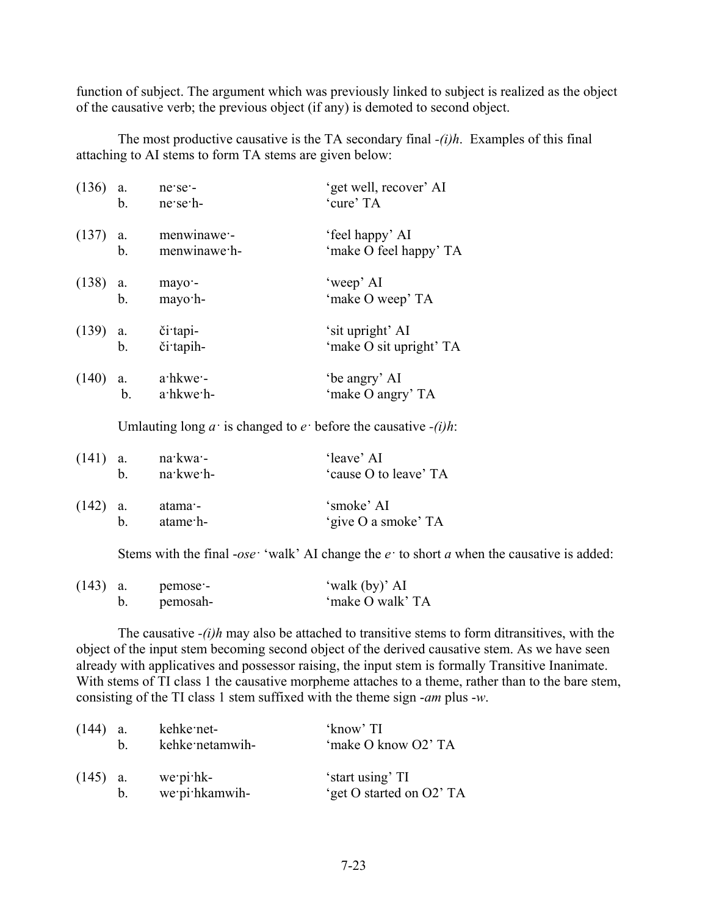function of subject. The argument which was previously linked to subject is realized as the object of the causative verb; the previous object (if any) is demoted to second object.

The most productive causative is the TA secondary final *-(i)h*. Examples of this final attaching to AI stems to form TA stems are given below:

| | | | |
|---|---|---|---|
| (136) | a. | ne·se·- | 'get well, recover' AI |
| | b. | ne·se·h- | 'cure' TA |
| (137) | a. | menwinawe·- | 'feel happy' AI |
| | b. | menwinawe·h- | 'make O feel happy' TA |
| (138) | a. | mayo·- | 'weep' AI |
| | b. | mayo·h- | 'make O weep' TA |
| (139) | a. | či·tapi- | 'sit upright' AI |
| | b. | či·tapih- | 'make O sit upright' TA |
| (140) | a. | a·hkwe·- | 'be angry' AI |
| | b. | a·hkwe·h- | 'make O angry' TA |

Umlauting long *a·* is changed to *e·* before the causative *-(i)h*:

| | | | |
|---|---|---|---|
| (141) | a. | na·kwa·- | 'leave' AI |
| | b. | na·kwe·h- | 'cause O to leave' TA |
| (142) | a. | atama·- | 'smoke' AI |
| | b. | atame·h- | 'give O a smoke' TA |

Stems with the final *-ose·* 'walk' AI change the *e·* to short *a* when the causative is added:

| | | | |
|---|---|---|---|
| (143) | a. | pemose·- | 'walk (by)' AI |
| | b. | pemosah- | 'make O walk' TA |

The causative *-(i)h* may also be attached to transitive stems to form ditransitives, with the object of the input stem becoming second object of the derived causative stem. As we have seen already with applicatives and possessor raising, the input stem is formally Transitive Inanimate. With stems of TI class 1 the causative morpheme attaches to a theme, rather than to the bare stem, consisting of the TI class 1 stem suffixed with the theme sign *-am* plus *-w*.

| | | | |
|---|---|---|---|
| (144) | a. | kehke·net- | 'know' TI |
| | b. | kehke·netamwih- | 'make O know O2' TA |
| (145) | a. | we·pi·hk- | 'start using' TI |
| | b. | we·pi·hkamwih- | 'get O started on O2' TA |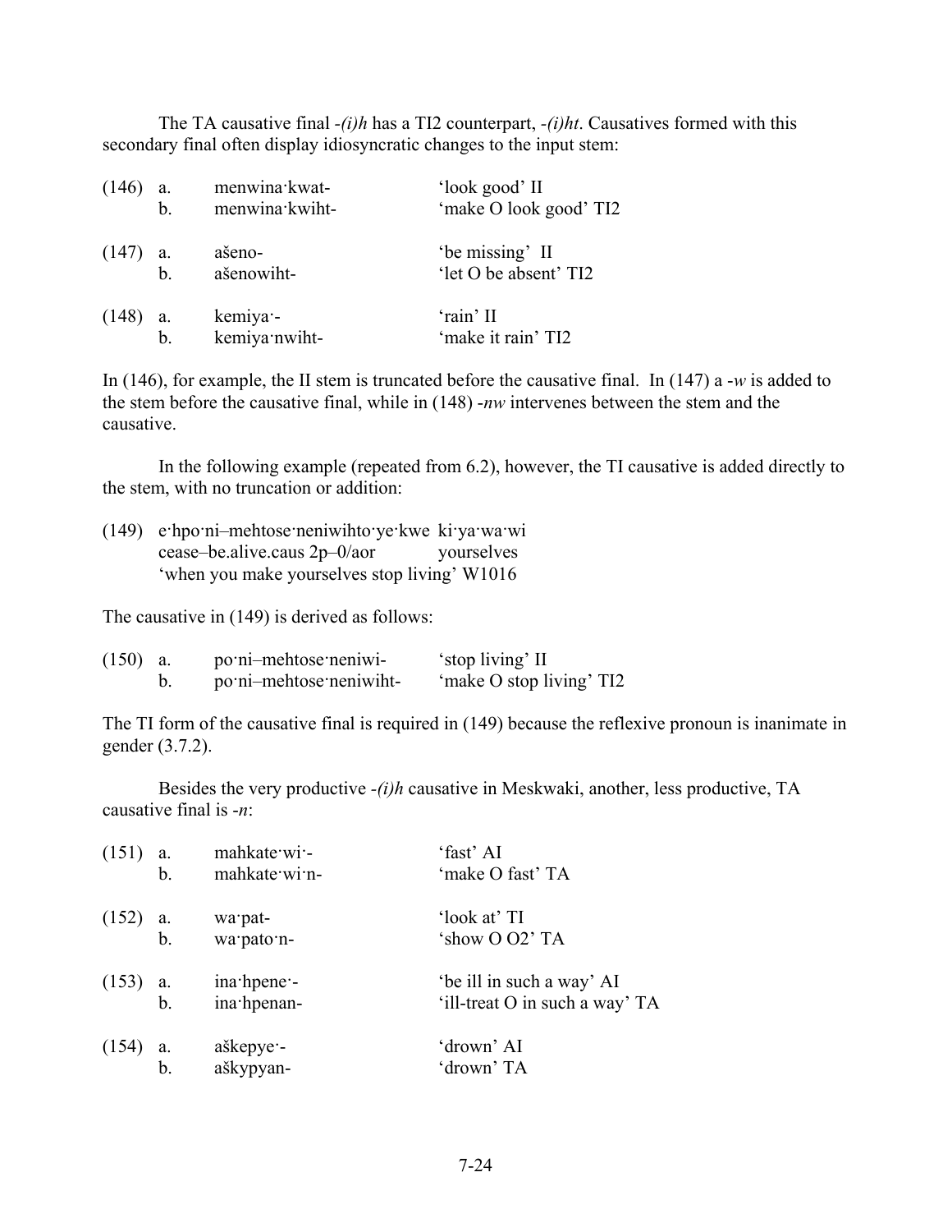The TA causative final *-(i)h* has a TI2 counterpart, *-(i)ht*. Causatives formed with this secondary final often display idiosyncratic changes to the input stem:

| | | | |
|---|---|---|---|
| (146) | a. | menwina·kwat- | 'look good' II |
| | b. | menwina·kwiht- | 'make O look good' TI2 |
| (147) | a. | ašeno- | 'be missing' II |
| | b. | ašenowiht- | 'let O be absent' TI2 |
| (148) | a. | kemiya·- | 'rain' II |
| | b. | kemiya·nwiht- | 'make it rain' TI2 |

In (146), for example, the II stem is truncated before the causative final. In (147) a *-w* is added to the stem before the causative final, while in (148) *-nw* intervenes between the stem and the causative.

In the following example (repeated from 6.2), however, the TI causative is added directly to the stem, with no truncation or addition:

(149) e·hpo·ni–mehtose·neniwihto·ye·kwe ki·ya·wa·wi
cease–be.alive.caus 2p–0/aor yourselves
'when you make yourselves stop living' W1016

The causative in (149) is derived as follows:

| | | | |
|---|---|---|---|
| (150) | a. | po·ni–mehtose·neniwi- | 'stop living' II |
| | b. | po·ni–mehtose·neniwiht- | 'make O stop living' TI2 |

The TI form of the causative final is required in (149) because the reflexive pronoun is inanimate in gender (3.7.2).

Besides the very productive *-(i)h* causative in Meskwaki, another, less productive, TA causative final is *-n*:

| | | | |
|---|---|---|---|
| (151) | a. | mahkate·wi·- | 'fast' AI |
| | b. | mahkate·wi·n- | 'make O fast' TA |
| (152) | a. | wa·pat- | 'look at' TI |
| | b. | wa·pato·n- | 'show O O2' TA |
| (153) | a. | ina·hpene·- | 'be ill in such a way' AI |
| | b. | ina·hpenan- | 'ill-treat O in such a way' TA |
| (154) | a. | aškepye·- | 'drown' AI |
| | b. | aškypyan- | 'drown' TA |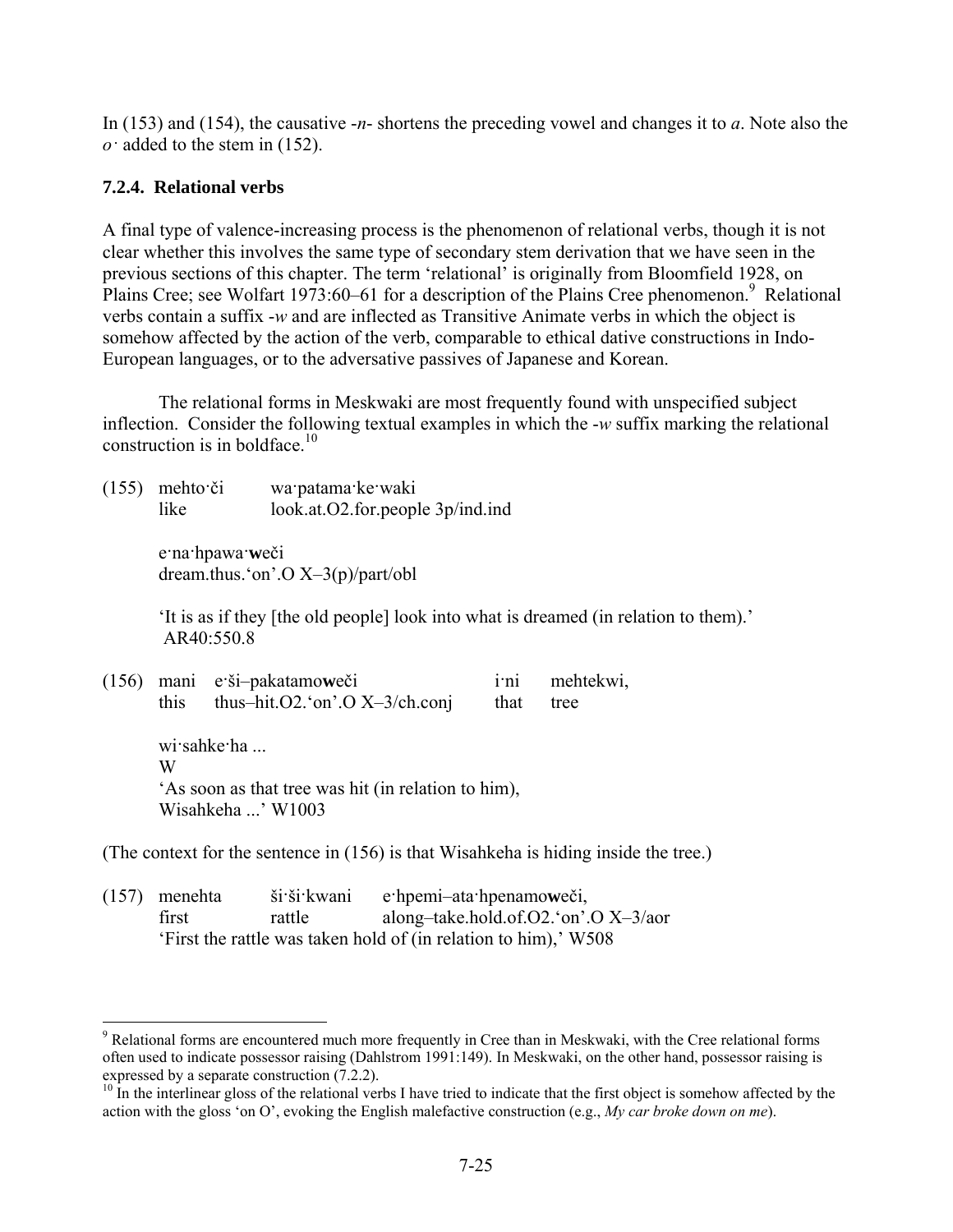In (153) and (154), the causative *-n-* shortens the preceding vowel and changes it to *a*. Note also the *o·* added to the stem in (152).

### 7.2.4. Relational verbs

A final type of valence-increasing process is the phenomenon of relational verbs, though it is not clear whether this involves the same type of secondary stem derivation that we have seen in the previous sections of this chapter. The term 'relational' is originally from Bloomfield 1928, on Plains Cree; see Wolfart 1973:60–61 for a description of the Plains Cree phenomenon.[9] Relational verbs contain a suffix *-w* and are inflected as Transitive Animate verbs in which the object is somehow affected by the action of the verb, comparable to ethical dative constructions in Indo-European languages, or to the adversative passives of Japanese and Korean.

The relational forms in Meskwaki are most frequently found with unspecified subject inflection. Consider the following textual examples in which the *-w* suffix marking the relational construction is in boldface.[10]

(155) mehto·či &nbsp;&nbsp;&nbsp; wa·patama·ke·waki
&nbsp;&nbsp;&nbsp;&nbsp;&nbsp;&nbsp;&nbsp;&nbsp;&nbsp; like &nbsp;&nbsp;&nbsp;&nbsp;&nbsp;&nbsp;&nbsp;&nbsp;&nbsp;&nbsp; look.at.O2.for.people 3p/ind.ind

&nbsp;&nbsp;&nbsp;&nbsp;&nbsp;&nbsp;&nbsp;&nbsp;&nbsp; e·na·hpawa·**w**eči
&nbsp;&nbsp;&nbsp;&nbsp;&nbsp;&nbsp;&nbsp;&nbsp;&nbsp; dream.thus.'on'.O X–3(p)/part/obl

&nbsp;&nbsp;&nbsp;&nbsp;&nbsp;&nbsp;&nbsp;&nbsp;&nbsp; 'It is as if they [the old people] look into what is dreamed (in relation to them).'
&nbsp;&nbsp;&nbsp;&nbsp;&nbsp;&nbsp;&nbsp;&nbsp;&nbsp; AR40:550.8

(156) mani &nbsp;&nbsp; e·ši–pakatamo**w**eči &nbsp;&nbsp;&nbsp;&nbsp;&nbsp;&nbsp;&nbsp;&nbsp;&nbsp; i·ni &nbsp;&nbsp; mehtekwi,
&nbsp;&nbsp;&nbsp;&nbsp;&nbsp;&nbsp;&nbsp;&nbsp;&nbsp; this &nbsp;&nbsp;&nbsp; thus–hit.O2.'on'.O X–3/ch.conj &nbsp;&nbsp; that &nbsp;&nbsp; tree

&nbsp;&nbsp;&nbsp;&nbsp;&nbsp;&nbsp;&nbsp;&nbsp;&nbsp; wi·sahke·ha ...
&nbsp;&nbsp;&nbsp;&nbsp;&nbsp;&nbsp;&nbsp;&nbsp;&nbsp; W
&nbsp;&nbsp;&nbsp;&nbsp;&nbsp;&nbsp;&nbsp;&nbsp;&nbsp; 'As soon as that tree was hit (in relation to him),
&nbsp;&nbsp;&nbsp;&nbsp;&nbsp;&nbsp;&nbsp;&nbsp;&nbsp; Wisahkeha ...' W1003

(The context for the sentence in (156) is that Wisahkeha is hiding inside the tree.)

(157) menehta &nbsp;&nbsp;&nbsp; ši·ši·kwani &nbsp;&nbsp;&nbsp; e·hpemi–ata·hpenamo**w**eči,
&nbsp;&nbsp;&nbsp;&nbsp;&nbsp;&nbsp;&nbsp;&nbsp;&nbsp; first &nbsp;&nbsp;&nbsp;&nbsp;&nbsp;&nbsp;&nbsp;&nbsp;&nbsp; rattle &nbsp;&nbsp;&nbsp;&nbsp;&nbsp;&nbsp;&nbsp; along–take.hold.of.O2.'on'.O X–3/aor
&nbsp;&nbsp;&nbsp;&nbsp;&nbsp;&nbsp;&nbsp;&nbsp;&nbsp; 'First the rattle was taken hold of (in relation to him),' W508

---

[9] Relational forms are encountered much more frequently in Cree than in Meskwaki, with the Cree relational forms often used to indicate possessor raising (Dahlstrom 1991:149). In Meskwaki, on the other hand, possessor raising is expressed by a separate construction (7.2.2).

[10] In the interlinear gloss of the relational verbs I have tried to indicate that the first object is somehow affected by the action with the gloss 'on O', evoking the English malefactive construction (e.g., *My car broke down on me*).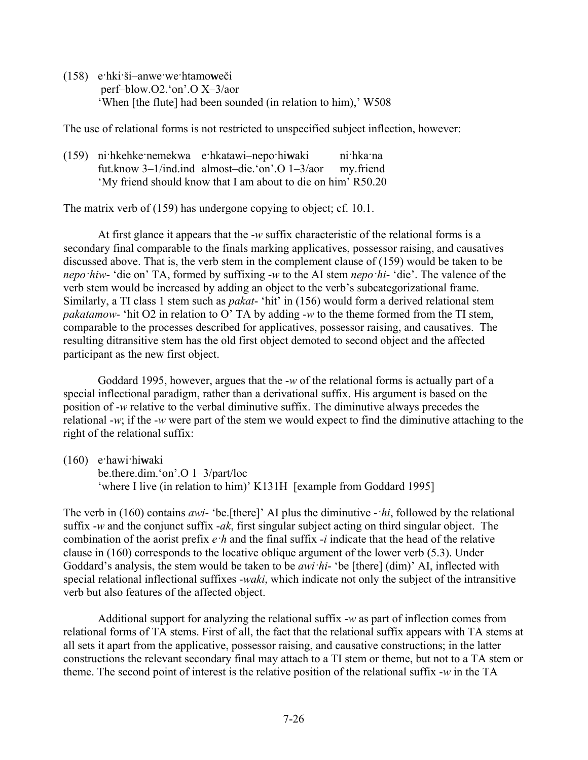(158) e·hki·ši–anwe·we·htamo**w**eči
perf–blow.O2.'on'.O X–3/aor
'When [the flute] had been sounded (in relation to him),' W508

The use of relational forms is not restricted to unspecified subject inflection, however:

(159) ni·hkehke·nemekwa e·hkatawi–nepo·hi**w**aki ni·hka·na
fut.know 3–1/ind.ind almost–die.'on'.O 1–3/aor my.friend
'My friend should know that I am about to die on him' R50.20

The matrix verb of (159) has undergone copying to object; cf. 10.1.

At first glance it appears that the *-w* suffix characteristic of the relational forms is a secondary final comparable to the finals marking applicatives, possessor raising, and causatives discussed above. That is, the verb stem in the complement clause of (159) would be taken to be *nepo·hiw-* 'die on' TA, formed by suffixing *-w* to the AI stem *nepo·hi-* 'die'. The valence of the verb stem would be increased by adding an object to the verb's subcategorizational frame. Similarly, a TI class 1 stem such as *pakat-* 'hit' in (156) would form a derived relational stem *pakatamow-* 'hit O2 in relation to O' TA by adding *-w* to the theme formed from the TI stem, comparable to the processes described for applicatives, possessor raising, and causatives. The resulting ditransitive stem has the old first object demoted to second object and the affected participant as the new first object.

Goddard 1995, however, argues that the *-w* of the relational forms is actually part of a special inflectional paradigm, rather than a derivational suffix. His argument is based on the position of *-w* relative to the verbal diminutive suffix. The diminutive always precedes the relational *-w*; if the *-w* were part of the stem we would expect to find the diminutive attaching to the right of the relational suffix:

(160) e·hawi·hi**w**aki
be.there.dim.'on'.O 1–3/part/loc
'where I live (in relation to him)' K131H [example from Goddard 1995]

The verb in (160) contains *awi-* 'be.[there]' AI plus the diminutive *-·hi*, followed by the relational suffix *-w* and the conjunct suffix *-ak*, first singular subject acting on third singular object. The combination of the aorist prefix *e·h* and the final suffix *-i* indicate that the head of the relative clause in (160) corresponds to the locative oblique argument of the lower verb (5.3). Under Goddard's analysis, the stem would be taken to be *awi·hi-* 'be [there] (dim)' AI, inflected with special relational inflectional suffixes *-waki*, which indicate not only the subject of the intransitive verb but also features of the affected object.

Additional support for analyzing the relational suffix *-w* as part of inflection comes from relational forms of TA stems. First of all, the fact that the relational suffix appears with TA stems at all sets it apart from the applicative, possessor raising, and causative constructions; in the latter constructions the relevant secondary final may attach to a TI stem or theme, but not to a TA stem or theme. The second point of interest is the relative position of the relational suffix *-w* in the TA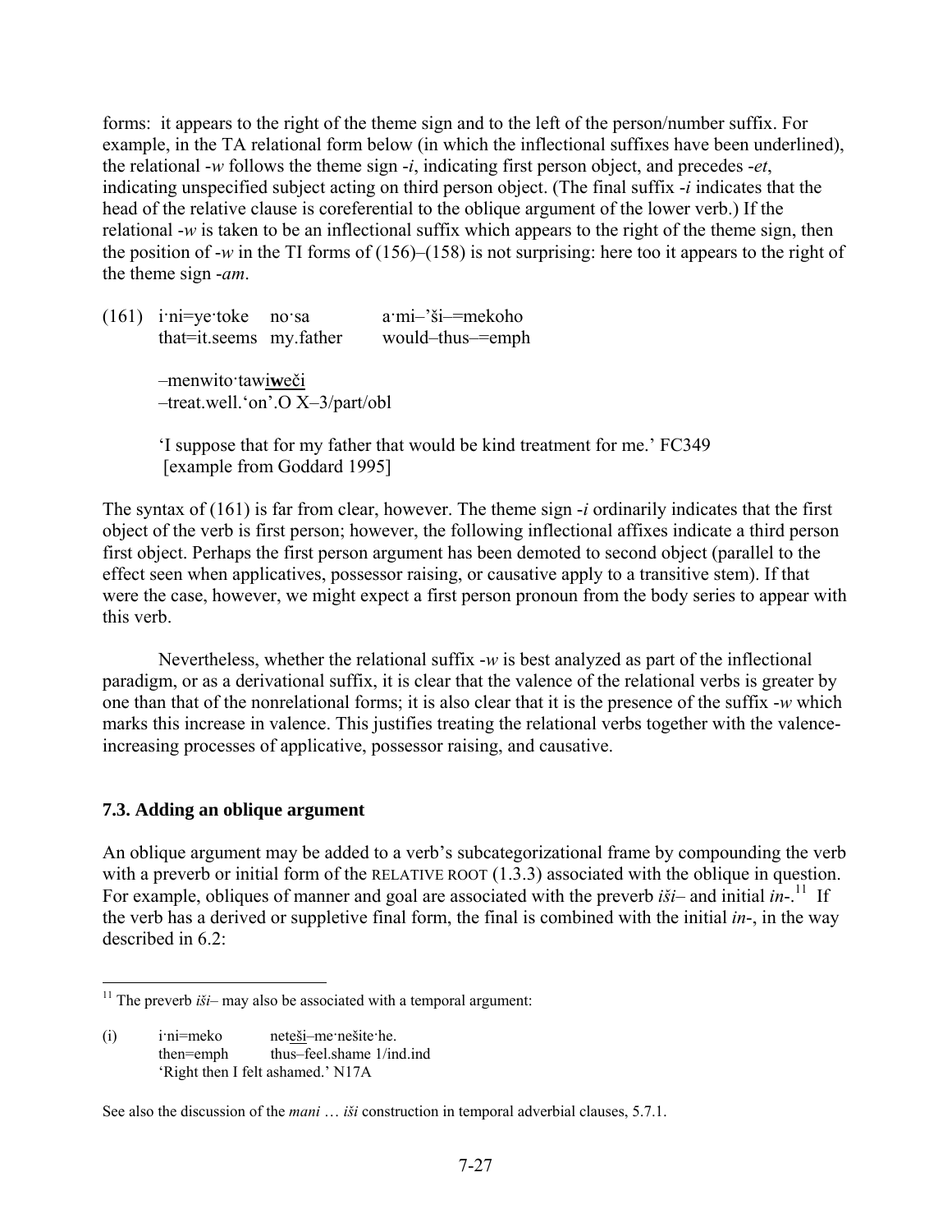forms: it appears to the right of the theme sign and to the left of the person/number suffix. For example, in the TA relational form below (in which the inflectional suffixes have been underlined), the relational -*w* follows the theme sign -*i*, indicating first person object, and precedes -*et*, indicating unspecified subject acting on third person object. (The final suffix -*i* indicates that the head of the relative clause is coreferential to the oblique argument of the lower verb.) If the relational -*w* is taken to be an inflectional suffix which appears to the right of the theme sign, then the position of -*w* in the TI forms of (156)–(158) is not surprising: here too it appears to the right of the theme sign -*am*.

(161) i·ni=ye·toke &nbsp;&nbsp; no·sa &nbsp;&nbsp;&nbsp;&nbsp;&nbsp;&nbsp; a·mi–'ši–=mekoho
&nbsp;&nbsp;&nbsp;&nbsp;&nbsp;&nbsp;&nbsp;&nbsp;&nbsp;that=it.seems &nbsp; my.father &nbsp;&nbsp; would–thus–=emph

&nbsp;&nbsp;&nbsp;&nbsp;&nbsp;&nbsp;&nbsp;&nbsp;&nbsp;–menwito·tawi**w**eči
&nbsp;&nbsp;&nbsp;&nbsp;&nbsp;&nbsp;&nbsp;&nbsp;&nbsp;–treat.well.'on'.O X–3/part/obl

&nbsp;&nbsp;&nbsp;&nbsp;&nbsp;&nbsp;&nbsp;&nbsp;&nbsp;'I suppose that for my father that would be kind treatment for me.' FC349
&nbsp;&nbsp;&nbsp;&nbsp;&nbsp;&nbsp;&nbsp;&nbsp;&nbsp;[example from Goddard 1995]

The syntax of (161) is far from clear, however. The theme sign -*i* ordinarily indicates that the first object of the verb is first person; however, the following inflectional affixes indicate a third person first object. Perhaps the first person argument has been demoted to second object (parallel to the effect seen when applicatives, possessor raising, or causative apply to a transitive stem). If that were the case, however, we might expect a first person pronoun from the body series to appear with this verb.

Nevertheless, whether the relational suffix -*w* is best analyzed as part of the inflectional paradigm, or as a derivational suffix, it is clear that the valence of the relational verbs is greater by one than that of the nonrelational forms; it is also clear that it is the presence of the suffix -*w* which marks this increase in valence. This justifies treating the relational verbs together with the valence-increasing processes of applicative, possessor raising, and causative.

## 7.3. Adding an oblique argument

An oblique argument may be added to a verb's subcategorizational frame by compounding the verb with a preverb or initial form of the RELATIVE ROOT (1.3.3) associated with the oblique in question. For example, obliques of manner and goal are associated with the preverb *iši*– and initial *in*-.[11] If the verb has a derived or suppletive final form, the final is combined with the initial *in*-, in the way described in 6.2:

---

[11] The preverb *iši*– may also be associated with a temporal argument:

(i) &nbsp;&nbsp; i·ni=meko &nbsp;&nbsp;&nbsp;&nbsp; neteši–me·nešite·he.
&nbsp;&nbsp;&nbsp;&nbsp;&nbsp;&nbsp;&nbsp;&nbsp;then=emph &nbsp;&nbsp;&nbsp; thus–feel.shame 1/ind.ind
&nbsp;&nbsp;&nbsp;&nbsp;&nbsp;&nbsp;&nbsp;&nbsp;'Right then I felt ashamed.' N17A

See also the discussion of the *mani* … *iši* construction in temporal adverbial clauses, 5.7.1.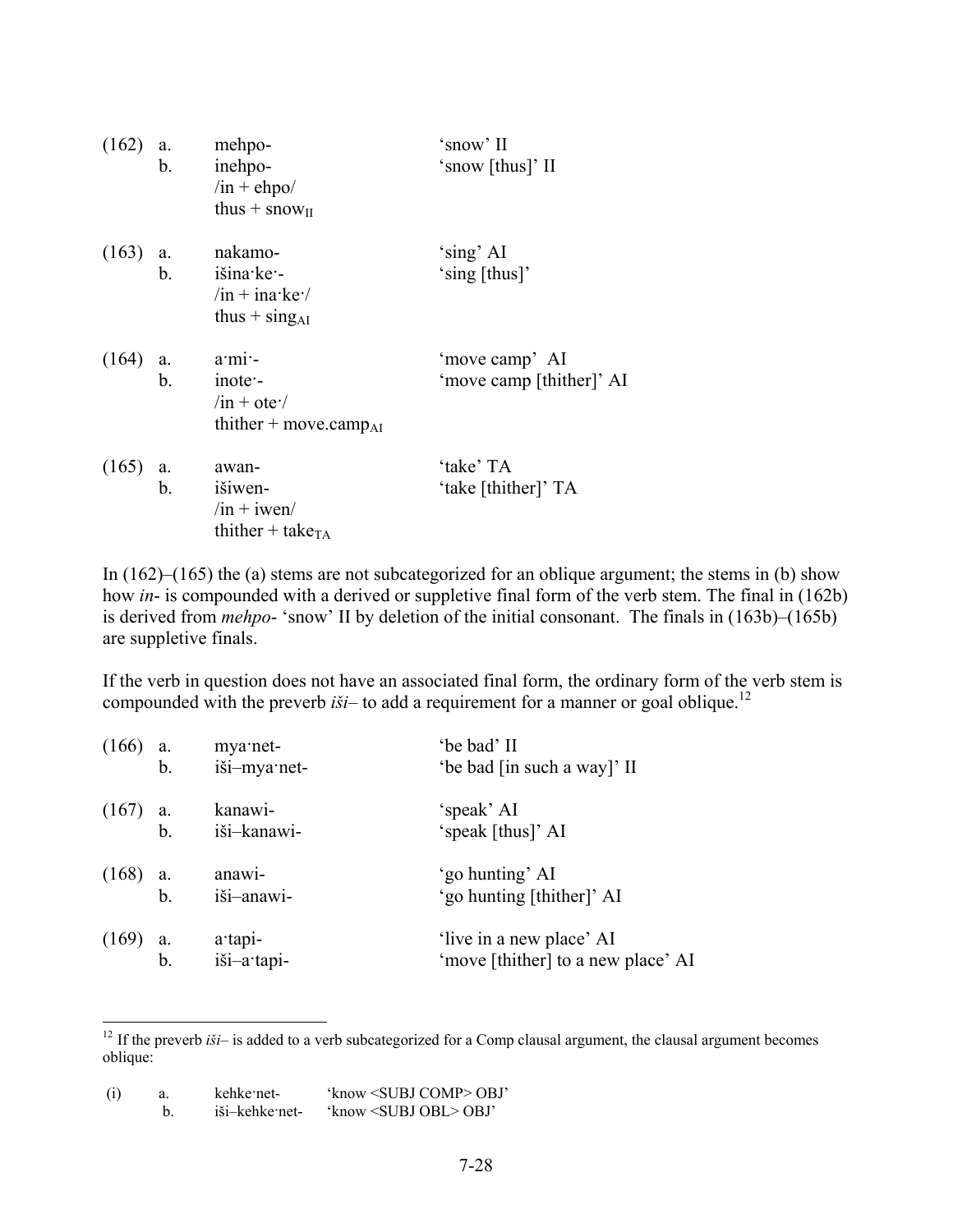(162) a. mehpo- 'snow' II
b. inehpo- 'snow [thus]' II
/in + ehpo/
thus + $\text{snow}_{\text{II}}$

(163) a. nakamo- 'sing' AI
b. išina·ke·- 'sing [thus]'
/in + ina·ke·/
thus + $\text{sing}_{\text{AI}}$

(164) a. a·mi·- 'move camp' AI
b. inote·- 'move camp [thither]' AI
/in + ote·/
thither + $\text{move.camp}_{\text{AI}}$

(165) a. awan- 'take' TA
b. išiwen- 'take [thither]' TA
/in + iwen/
thither + $\text{take}_{\text{TA}}$

In (162)–(165) the (a) stems are not subcategorized for an oblique argument; the stems in (b) show how *in-* is compounded with a derived or suppletive final form of the verb stem. The final in (162b) is derived from *mehpo-* 'snow' II by deletion of the initial consonant. The finals in (163b)–(165b) are suppletive finals.

If the verb in question does not have an associated final form, the ordinary form of the verb stem is compounded with the preverb *iši–* to add a requirement for a manner or goal oblique.[12]

(166) a. mya·net- 'be bad' II
b. iši–mya·net- 'be bad [in such a way]' II

(167) a. kanawi- 'speak' AI
b. iši–kanawi- 'speak [thus]' AI

(168) a. anawi- 'go hunting' AI
b. iši–anawi- 'go hunting [thither]' AI

(169) a. a·tapi- 'live in a new place' AI
b. iši–a·tapi- 'move [thither] to a new place' AI

---

[12] If the preverb *iši–* is added to a verb subcategorized for a Comp clausal argument, the clausal argument becomes oblique:

(i) a. kehke·net- 'know <SUBJ COMP> OBJ'
b. iši–kehke·net- 'know <SUBJ OBL> OBJ'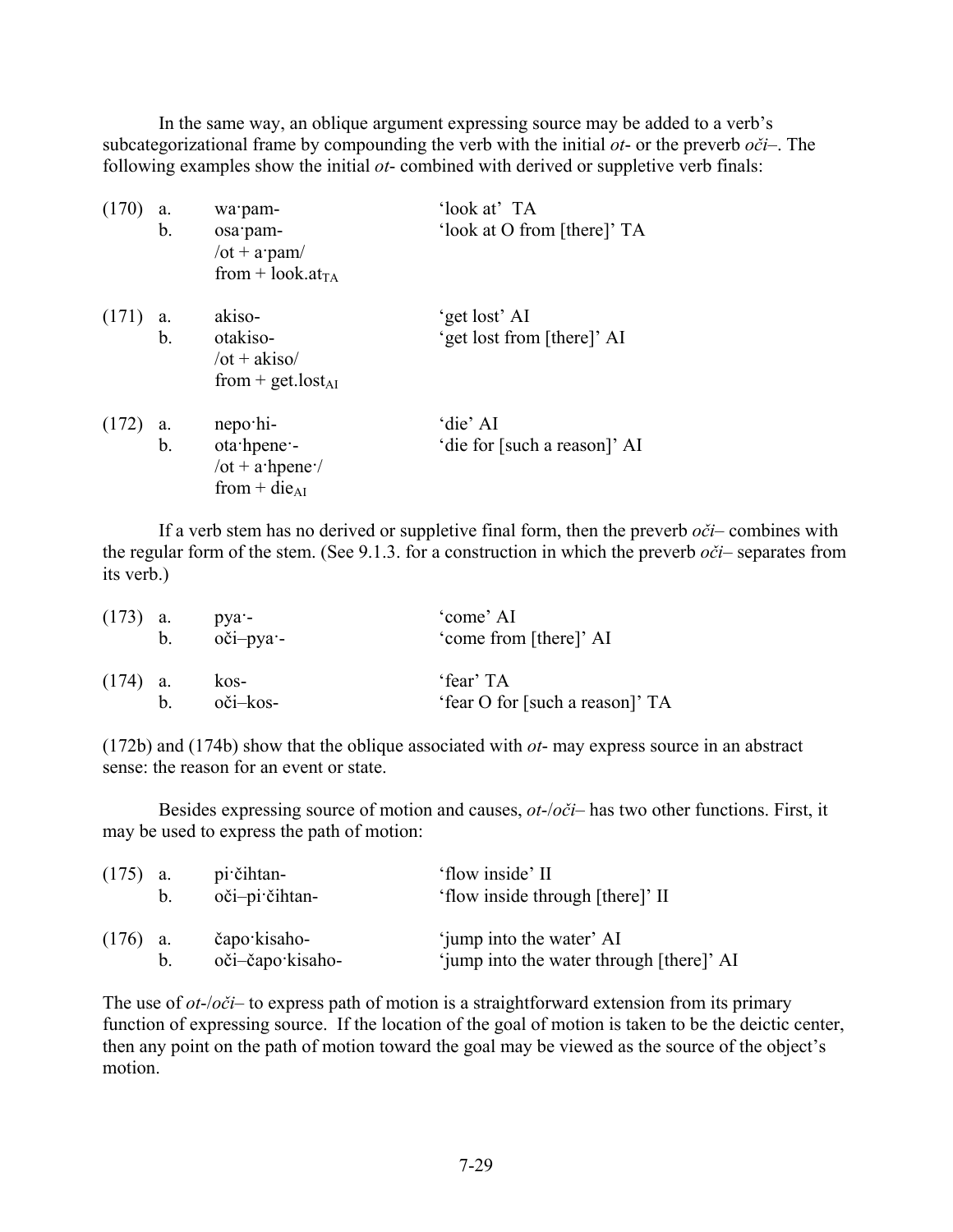In the same way, an oblique argument expressing source may be added to a verb's subcategorizational frame by compounding the verb with the initial *ot-* or the preverb *oči–*. The following examples show the initial *ot-* combined with derived or suppletive verb finals:

| | | | |
|---|---|---|---|
| (170) | a. | wa·pam- | 'look at' TA |
| | b. | osa·pam-<br>/ot + a·pam/<br>from + look.at$_{TA}$ | 'look at O from [there]' TA |
| (171) | a. | akiso- | 'get lost' AI |
| | b. | otakiso-<br>/ot + akiso/<br>from + get.lost$_{AI}$ | 'get lost from [there]' AI |
| (172) | a. | nepo·hi- | 'die' AI |
| | b. | ota·hpene·-<br>/ot + a·hpene·/<br>from + die$_{AI}$ | 'die for [such a reason]' AI |

If a verb stem has no derived or suppletive final form, then the preverb *oči–* combines with the regular form of the stem. (See 9.1.3. for a construction in which the preverb *oči–* separates from its verb.)

| | | | |
|---|---|---|---|
| (173) | a. | pya·- | 'come' AI |
| | b. | oči–pya·- | 'come from [there]' AI |
| (174) | a. | kos- | 'fear' TA |
| | b. | oči–kos- | 'fear O for [such a reason]' TA |

(172b) and (174b) show that the oblique associated with *ot-* may express source in an abstract sense: the reason for an event or state.

Besides expressing source of motion and causes, *ot-*/*oči–* has two other functions. First, it may be used to express the path of motion:

| | | | |
|---|---|---|---|
| (175) | a. | pi·čihtan- | 'flow inside' II |
| | b. | oči–pi·čihtan- | 'flow inside through [there]' II |
| (176) | a. | čapo·kisaho- | 'jump into the water' AI |
| | b. | oči–čapo·kisaho- | 'jump into the water through [there]' AI |

The use of *ot-*/*oči–* to express path of motion is a straightforward extension from its primary function of expressing source. If the location of the goal of motion is taken to be the deictic center, then any point on the path of motion toward the goal may be viewed as the source of the object's motion.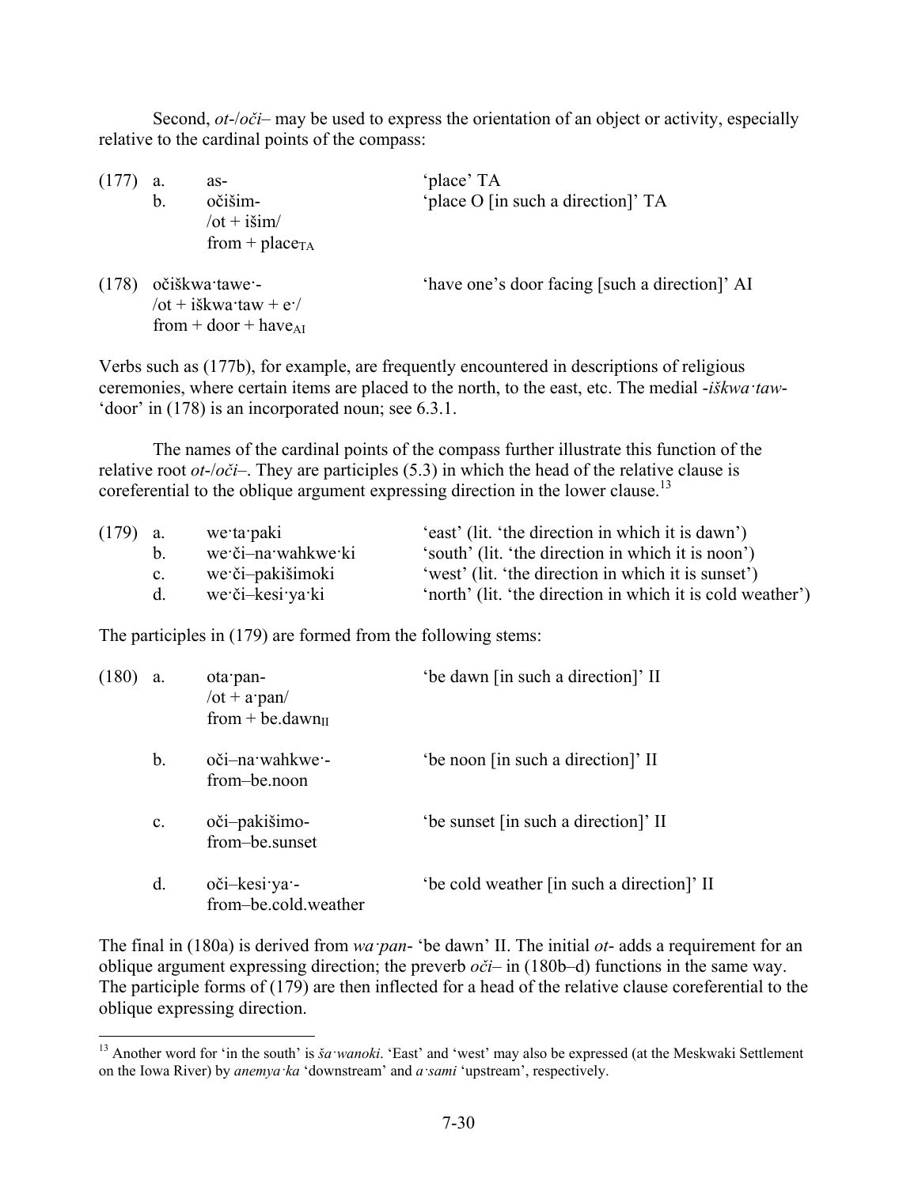Second, *ot-*/*oči–* may be used to express the orientation of an object or activity, especially relative to the cardinal points of the compass:

(177) a. as- 'place' TA
b. očišim- 'place O [in such a direction]' TA
/ot + išim/
from + place$_{TA}$

(178) očiškwa·tawe·- 'have one's door facing [such a direction]' AI
/ot + iškwa·taw + e·/
from + door + have$_{AI}$

Verbs such as (177b), for example, are frequently encountered in descriptions of religious ceremonies, where certain items are placed to the north, to the east, etc. The medial *-iškwa·taw-* 'door' in (178) is an incorporated noun; see 6.3.1.

The names of the cardinal points of the compass further illustrate this function of the relative root *ot-*/*oči–*. They are participles (5.3) in which the head of the relative clause is coreferential to the oblique argument expressing direction in the lower clause.[13]

(179) a. we·ta·paki 'east' (lit. 'the direction in which it is dawn')
b. we·či–na·wahkwe·ki 'south' (lit. 'the direction in which it is noon')
c. we·či–pakišimoki 'west' (lit. 'the direction in which it is sunset')
d. we·či–kesi·ya·ki 'north' (lit. 'the direction in which it is cold weather')

The participles in (179) are formed from the following stems:

(180) a. ota·pan- 'be dawn [in such a direction]' II
/ot + a·pan/
from + be.dawn$_{II}$

b. oči–na·wahkwe·- 'be noon [in such a direction]' II
from–be.noon

c. oči–pakišimo- 'be sunset [in such a direction]' II
from–be.sunset

d. oči–kesi·ya·- 'be cold weather [in such a direction]' II
from–be.cold.weather

The final in (180a) is derived from *wa·pan-* 'be dawn' II. The initial *ot-* adds a requirement for an oblique argument expressing direction; the preverb *oči–* in (180b–d) functions in the same way. The participle forms of (179) are then inflected for a head of the relative clause coreferential to the oblique expressing direction.

[13] Another word for 'in the south' is *ša·wanoki*. 'East' and 'west' may also be expressed (at the Meskwaki Settlement on the Iowa River) by *anemya·ka* 'downstream' and *a·sami* 'upstream', respectively.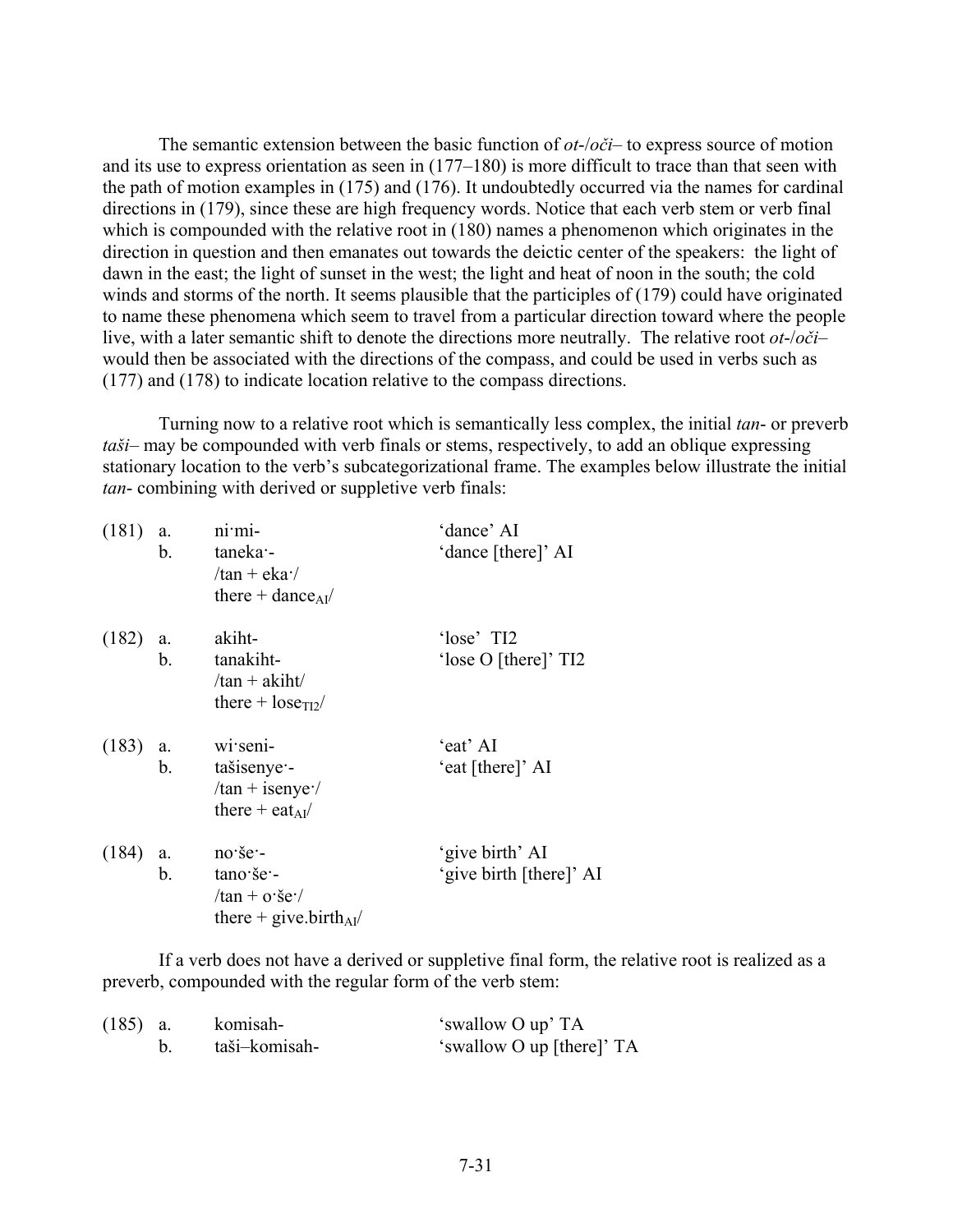The semantic extension between the basic function of *ot*-/*oči*– to express source of motion and its use to express orientation as seen in (177–180) is more difficult to trace than that seen with the path of motion examples in (175) and (176). It undoubtedly occurred via the names for cardinal directions in (179), since these are high frequency words. Notice that each verb stem or verb final which is compounded with the relative root in (180) names a phenomenon which originates in the direction in question and then emanates out towards the deictic center of the speakers: the light of dawn in the east; the light of sunset in the west; the light and heat of noon in the south; the cold winds and storms of the north. It seems plausible that the participles of (179) could have originated to name these phenomena which seem to travel from a particular direction toward where the people live, with a later semantic shift to denote the directions more neutrally. The relative root *ot*-/*oči*– would then be associated with the directions of the compass, and could be used in verbs such as (177) and (178) to indicate location relative to the compass directions.

Turning now to a relative root which is semantically less complex, the initial *tan*- or preverb *taši*– may be compounded with verb finals or stems, respectively, to add an oblique expressing stationary location to the verb's subcategorizational frame. The examples below illustrate the initial *tan*- combining with derived or suppletive verb finals:

(181) a. ni·mi- 'dance' AI
b. taneka·- 'dance [there]' AI
/tan + eka·/
there + $\text{dance}_{\text{AI}}$/

(182) a. akiht- 'lose' TI2
b. tanakiht- 'lose O [there]' TI2
/tan + akiht/
there + $\text{lose}_{\text{TI2}}$/

(183) a. wi·seni- 'eat' AI
b. tašisenye·- 'eat [there]' AI
/tan + isenye·/
there + $\text{eat}_{\text{AI}}$/

(184) a. no·še·- 'give birth' AI
b. tano·še·- 'give birth [there]' AI
/tan + o·še·/
there + $\text{give.birth}_{\text{AI}}$/

If a verb does not have a derived or suppletive final form, the relative root is realized as a preverb, compounded with the regular form of the verb stem:

(185) a. komisah- 'swallow O up' TA
b. taši–komisah- 'swallow O up [there]' TA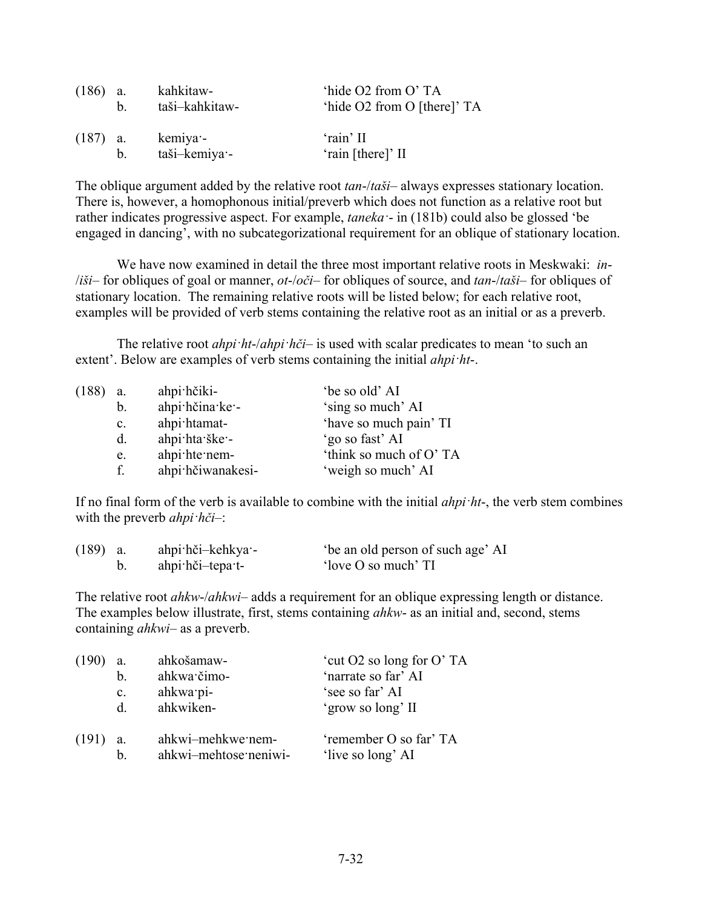| (186) | a. | kahkitaw- | 'hide O2 from O' TA |
|---|---|---|---|
| | b. | taši–kahkitaw- | 'hide O2 from O [there]' TA |
| (187) | a. | kemiya·- | 'rain' II |
| | b. | taši–kemiya·- | 'rain [there]' II |

The oblique argument added by the relative root *tan-*/*taši–* always expresses stationary location. There is, however, a homophonous initial/preverb which does not function as a relative root but rather indicates progressive aspect. For example, *taneka·-* in (181b) could also be glossed 'be engaged in dancing', with no subcategorizational requirement for an oblique of stationary location.

We have now examined in detail the three most important relative roots in Meskwaki: *in-*/*iši–* for obliques of goal or manner, *ot-*/*oči–* for obliques of source, and *tan-*/*taši–* for obliques of stationary location. The remaining relative roots will be listed below; for each relative root, examples will be provided of verb stems containing the relative root as an initial or as a preverb.

The relative root *ahpi·ht-*/*ahpi·hči–* is used with scalar predicates to mean 'to such an extent'. Below are examples of verb stems containing the initial *ahpi·ht-*.

| (188) | a. | ahpi·hčiki- | 'be so old' AI |
|---|---|---|---|
| | b. | ahpi·hčina·ke·- | 'sing so much' AI |
| | c. | ahpi·htamat- | 'have so much pain' TI |
| | d. | ahpi·hta·ške·- | 'go so fast' AI |
| | e. | ahpi·hte·nem- | 'think so much of O' TA |
| | f. | ahpi·hčiwanakesi- | 'weigh so much' AI |

If no final form of the verb is available to combine with the initial *ahpi·ht-*, the verb stem combines with the preverb *ahpi·hči–*:

| (189) | a. | ahpi·hči–kehkya·- | 'be an old person of such age' AI |
|---|---|---|---|
| | b. | ahpi·hči–tepa·t- | 'love O so much' TI |

The relative root *ahkw-*/*ahkwi–* adds a requirement for an oblique expressing length or distance. The examples below illustrate, first, stems containing *ahkw-* as an initial and, second, stems containing *ahkwi–* as a preverb.

| (190) | a. | ahkošamaw- | 'cut O2 so long for O' TA |
|---|---|---|---|
| | b. | ahkwa·čimo- | 'narrate so far' AI |
| | c. | ahkwa·pi- | 'see so far' AI |
| | d. | ahkwiken- | 'grow so long' II |
| (191) | a. | ahkwi–mehkwe·nem- | 'remember O so far' TA |
| | b. | ahkwi–mehtose·neniwi- | 'live so long' AI |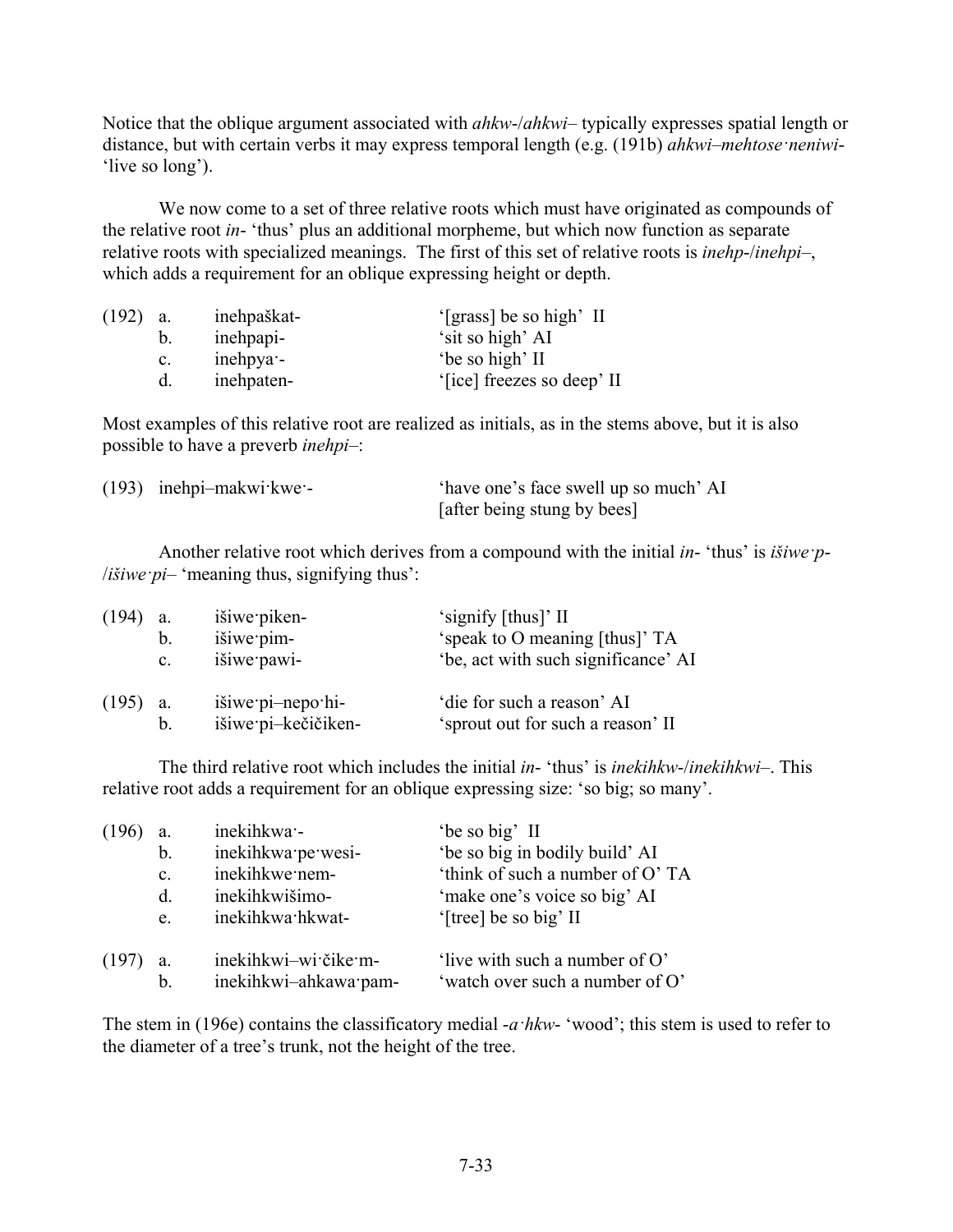Notice that the oblique argument associated with *ahkw-*/*ahkwi–* typically expresses spatial length or distance, but with certain verbs it may express temporal length (e.g. (191b) *ahkwi–mehtose·neniwi-* 'live so long').

We now come to a set of three relative roots which must have originated as compounds of the relative root *in-* 'thus' plus an additional morpheme, but which now function as separate relative roots with specialized meanings. The first of this set of relative roots is *inehp-*/*inehpi–*, which adds a requirement for an oblique expressing height or depth.

| | | | |
|---|---|---|---|
| (192) | a. | inehpaškat- | '[grass] be so high' II |
| | b. | inehpapi- | 'sit so high' AI |
| | c. | inehpya·- | 'be so high' II |
| | d. | inehpaten- | '[ice] freezes so deep' II |

Most examples of this relative root are realized as initials, as in the stems above, but it is also possible to have a preverb *inehpi–*:

| | | |
|---|---|---|
| (193) | inehpi–makwi·kwe·- | 'have one's face swell up so much' AI [after being stung by bees] |

Another relative root which derives from a compound with the initial *in-* 'thus' is *išiwe·p-*/*išiwe·pi–* 'meaning thus, signifying thus':

| | | | |
|---|---|---|---|
| (194) | a. | išiwe·piken- | 'signify [thus]' II |
| | b. | išiwe·pim- | 'speak to O meaning [thus]' TA |
| | c. | išiwe·pawi- | 'be, act with such significance' AI |
| (195) | a. | išiwe·pi–nepo·hi- | 'die for such a reason' AI |
| | b. | išiwe·pi–kečičiken- | 'sprout out for such a reason' II |

The third relative root which includes the initial *in-* 'thus' is *inekihkw-*/*inekihkwi–*. This relative root adds a requirement for an oblique expressing size: 'so big; so many'.

| | | | |
|---|---|---|---|
| (196) | a. | inekihkwa·- | 'be so big' II |
| | b. | inekihkwa·pe·wesi- | 'be so big in bodily build' AI |
| | c. | inekihkwe·nem- | 'think of such a number of O' TA |
| | d. | inekihkwišimo- | 'make one's voice so big' AI |
| | e. | inekihkwa·hkwat- | '[tree] be so big' II |
| (197) | a. | inekihkwi–wi·čike·m- | 'live with such a number of O' |
| | b. | inekihkwi–ahkawa·pam- | 'watch over such a number of O' |

The stem in (196e) contains the classificatory medial *-a·hkw-* 'wood'; this stem is used to refer to the diameter of a tree's trunk, not the height of the tree.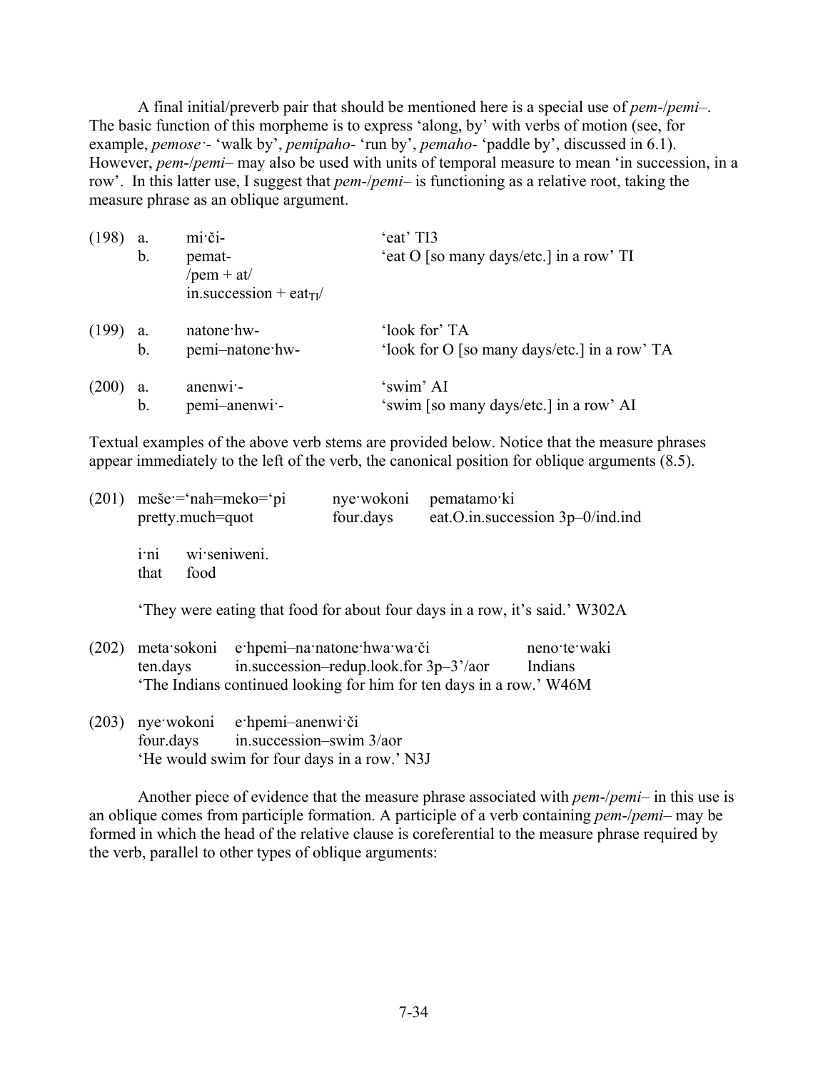A final initial/preverb pair that should be mentioned here is a special use of *pem-*/*pemi–*. The basic function of this morpheme is to express 'along, by' with verbs of motion (see, for example, *pemose·-* 'walk by', *pemipaho-* 'run by', *pemaho-* 'paddle by', discussed in 6.1). However, *pem-*/*pemi–* may also be used with units of temporal measure to mean 'in succession, in a row'. In this latter use, I suggest that *pem-*/*pemi–* is functioning as a relative root, taking the measure phrase as an oblique argument.

(198) a. mi·či- 'eat' TI3
b. pemat- 'eat O [so many days/etc.] in a row' TI
/pem + at/
in.succession + eat$_{TI}$/

(199) a. natone·hw- 'look for' TA
b. pemi–natone·hw- 'look for O [so many days/etc.] in a row' TA

(200) a. anenwi·- 'swim' AI
b. pemi–anenwi·- 'swim [so many days/etc.] in a row' AI

Textual examples of the above verb stems are provided below. Notice that the measure phrases appear immediately to the left of the verb, the canonical position for oblique arguments (8.5).

(201) meše·='nah=meko='pi nye·wokoni pematamo·ki
pretty.much=quot four.days eat.O.in.succession 3p–0/ind.ind

i·ni wi·seniweni.
that food

'They were eating that food for about four days in a row, it's said.' W302A

(202) meta·sokoni e·hpemi–na·natone·hwa·wa·či neno·te·waki
ten.days in.succession–redup.look.for 3p–3'/aor Indians
'The Indians continued looking for him for ten days in a row.' W46M

(203) nye·wokoni e·hpemi–anenwi·či
four.days in.succession–swim 3/aor
'He would swim for four days in a row.' N3J

Another piece of evidence that the measure phrase associated with *pem-*/*pemi–* in this use is an oblique comes from participle formation. A participle of a verb containing *pem-*/*pemi–* may be formed in which the head of the relative clause is coreferential to the measure phrase required by the verb, parallel to other types of oblique arguments: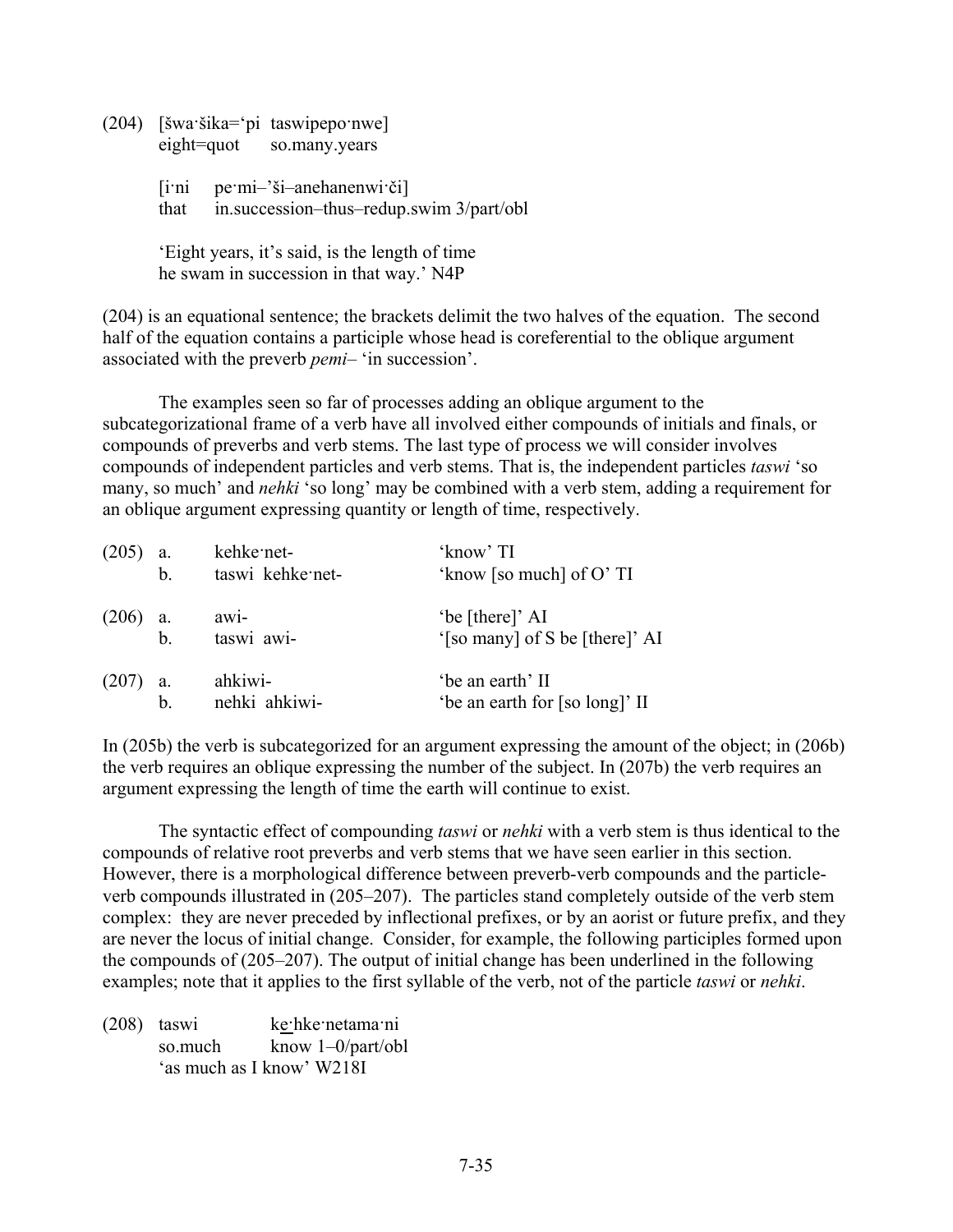(204) [šwa·šika='pi taswipepo·nwe]
eight=quot so.many.years

[i·ni pe·mi–'ši–anehanenwi·či]
that in.succession–thus–redup.swim 3/part/obl

'Eight years, it's said, is the length of time he swam in succession in that way.' N4P

(204) is an equational sentence; the brackets delimit the two halves of the equation. The second half of the equation contains a participle whose head is coreferential to the oblique argument associated with the preverb *pemi–* 'in succession'.

The examples seen so far of processes adding an oblique argument to the subcategorizational frame of a verb have all involved either compounds of initials and finals, or compounds of preverbs and verb stems. The last type of process we will consider involves compounds of independent particles and verb stems. That is, the independent particles *taswi* 'so many, so much' and *nehki* 'so long' may be combined with a verb stem, adding a requirement for an oblique argument expressing quantity or length of time, respectively.

(205) a. kehke·net- 'know' TI
b. taswi kehke·net- 'know [so much] of O' TI

(206) a. awi- 'be [there]' AI
b. taswi awi- '[so many] of S be [there]' AI

(207) a. ahkiwi- 'be an earth' II
b. nehki ahkiwi- 'be an earth for [so long]' II

In (205b) the verb is subcategorized for an argument expressing the amount of the object; in (206b) the verb requires an oblique expressing the number of the subject. In (207b) the verb requires an argument expressing the length of time the earth will continue to exist.

The syntactic effect of compounding *taswi* or *nehki* with a verb stem is thus identical to the compounds of relative root preverbs and verb stems that we have seen earlier in this section. However, there is a morphological difference between preverb-verb compounds and the particle-verb compounds illustrated in (205–207). The particles stand completely outside of the verb stem complex: they are never preceded by inflectional prefixes, or by an aorist or future prefix, and they are never the locus of initial change. Consider, for example, the following participles formed upon the compounds of (205–207). The output of initial change has been underlined in the following examples; note that it applies to the first syllable of the verb, not of the particle *taswi* or *nehki*.

(208) taswi k<u>e·</u>hke·netama·ni
so.much know 1–0/part/obl
'as much as I know' W218I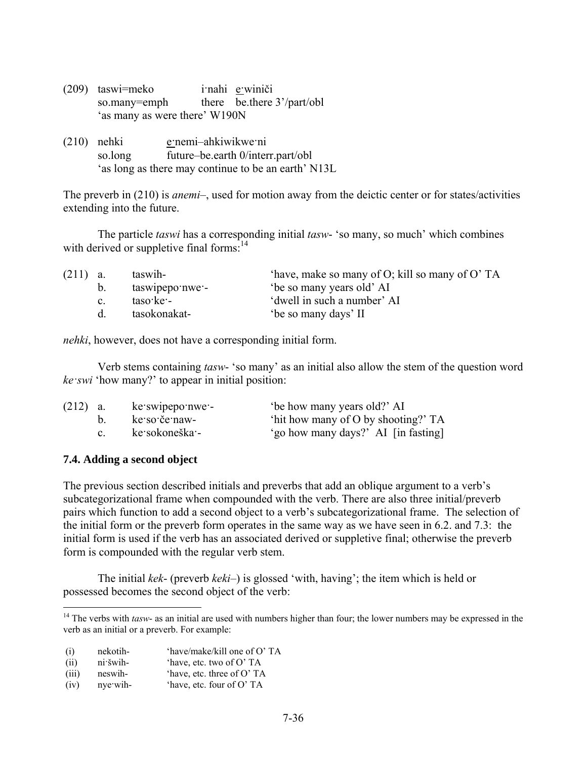(209) taswi=meko  i·nahi  e·winiči
 so.many=emph  there  be.there 3'/part/obl
 'as many as were there' W190N

(210) nehki  e·nemi–ahkiwikwe·ni
 so.long  future–be.earth 0/interr.part/obl
 'as long as there may continue to be an earth' N13L

The preverb in (210) is *anemi–*, used for motion away from the deictic center or for states/activities extending into the future.

The particle *taswi* has a corresponding initial *tasw-* 'so many, so much' which combines with derived or suppletive final forms:[14]

(211) a. taswih-  'have, make so many of O; kill so many of O' TA
 b. taswipepo·nwe·-  'be so many years old' AI
 c. taso·ke·-  'dwell in such a number' AI
 d. tasokonakat-  'be so many days' II

*nehki*, however, does not have a corresponding initial form.

Verb stems containing *tasw-* 'so many' as an initial also allow the stem of the question word *ke·swi* 'how many?' to appear in initial position:

(212) a. ke·swipepo·nwe·-  'be how many years old?' AI
 b. ke·so·če·naw-  'hit how many of O by shooting?' TA
 c. ke·sokoneška·-  'go how many days?' AI [in fasting]

### 7.4. Adding a second object

The previous section described initials and preverbs that add an oblique argument to a verb's subcategorizational frame when compounded with the verb. There are also three initial/preverb pairs which function to add a second object to a verb's subcategorizational frame. The selection of the initial form or the preverb form operates in the same way as we have seen in 6.2. and 7.3: the initial form is used if the verb has an associated derived or suppletive final; otherwise the preverb form is compounded with the regular verb stem.

The initial *kek-* (preverb *keki–*) is glossed 'with, having'; the item which is held or possessed becomes the second object of the verb:

---

[14] The verbs with *tasw-* as an initial are used with numbers higher than four; the lower numbers may be expressed in the verb as an initial or a preverb. For example:

(i) nekotih-  'have/make/kill one of O' TA
(ii) ni·šwih-  'have, etc. two of O' TA
(iii) neswih-  'have, etc. three of O' TA
(iv) nye·wih-  'have, etc. four of O' TA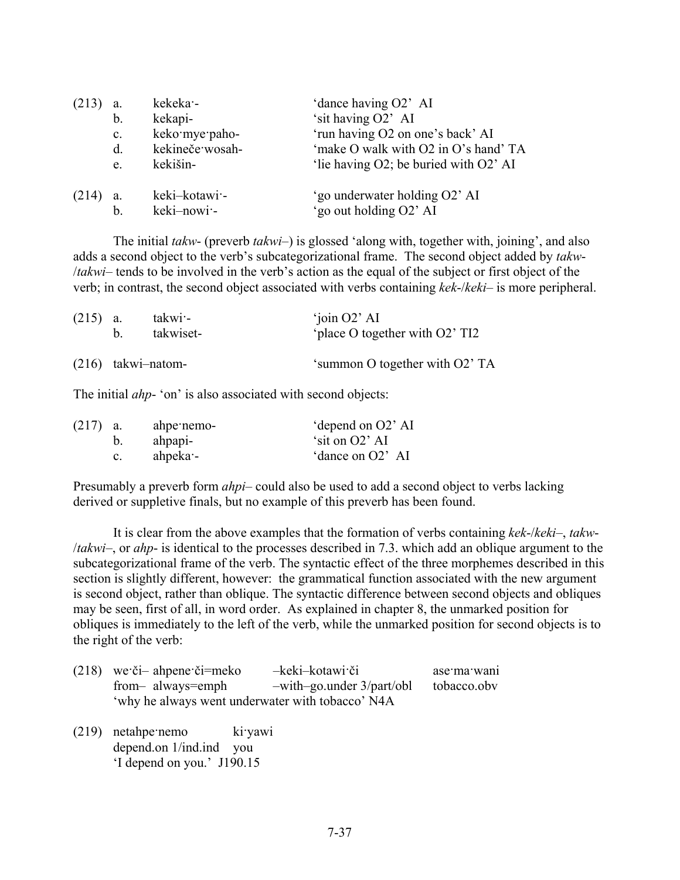| | | | |
|---|---|---|---|
| (213) | a. | kekeka·- | 'dance having O2' AI |
| | b. | kekapi- | 'sit having O2' AI |
| | c. | keko·mye·paho- | 'run having O2 on one's back' AI |
| | d. | kekineče·wosah- | 'make O walk with O2 in O's hand' TA |
| | e. | kekišin- | 'lie having O2; be buried with O2' AI |

| | | | |
|---|---|---|---|
| (214) | a. | keki–kotawi·- | 'go underwater holding O2' AI |
| | b. | keki–nowi·- | 'go out holding O2' AI |

The initial *takw-* (preverb *takwi–*) is glossed 'along with, together with, joining', and also adds a second object to the verb's subcategorizational frame. The second object added by *takw-* /*takwi–* tends to be involved in the verb's action as the equal of the subject or first object of the verb; in contrast, the second object associated with verbs containing *kek-*/*keki–* is more peripheral.

| | | | |
|---|---|---|---|
| (215) | a. | takwi·- | 'join O2' AI |
| | b. | takwiset- | 'place O together with O2' TI2 |

(216) takwi–natom- 'summon O together with O2' TA

The initial *ahp-* 'on' is also associated with second objects:

| | | | |
|---|---|---|---|
| (217) | a. | ahpe·nemo- | 'depend on O2' AI |
| | b. | ahpapi- | 'sit on O2' AI |
| | c. | ahpeka·- | 'dance on O2' AI |

Presumably a preverb form *ahpi–* could also be used to add a second object to verbs lacking derived or suppletive finals, but no example of this preverb has been found.

It is clear from the above examples that the formation of verbs containing *kek-*/*keki–*, *takw-* /*takwi–*, or *ahp-* is identical to the processes described in 7.3. which add an oblique argument to the subcategorizational frame of the verb. The syntactic effect of the three morphemes described in this section is slightly different, however: the grammatical function associated with the new argument is second object, rather than oblique. The syntactic difference between second objects and obliques may be seen, first of all, in word order. As explained in chapter 8, the unmarked position for obliques is immediately to the left of the verb, while the unmarked position for second objects is to the right of the verb:

(218) we·či– ahpene·či=meko –keki–kotawi·či ase·ma·wani
from– always=emph –with–go.under 3/part/obl tobacco.obv
'why he always went underwater with tobacco' N4A

(219) netahpe·nemo ki·yawi
depend.on 1/ind.ind you
'I depend on you.' J190.15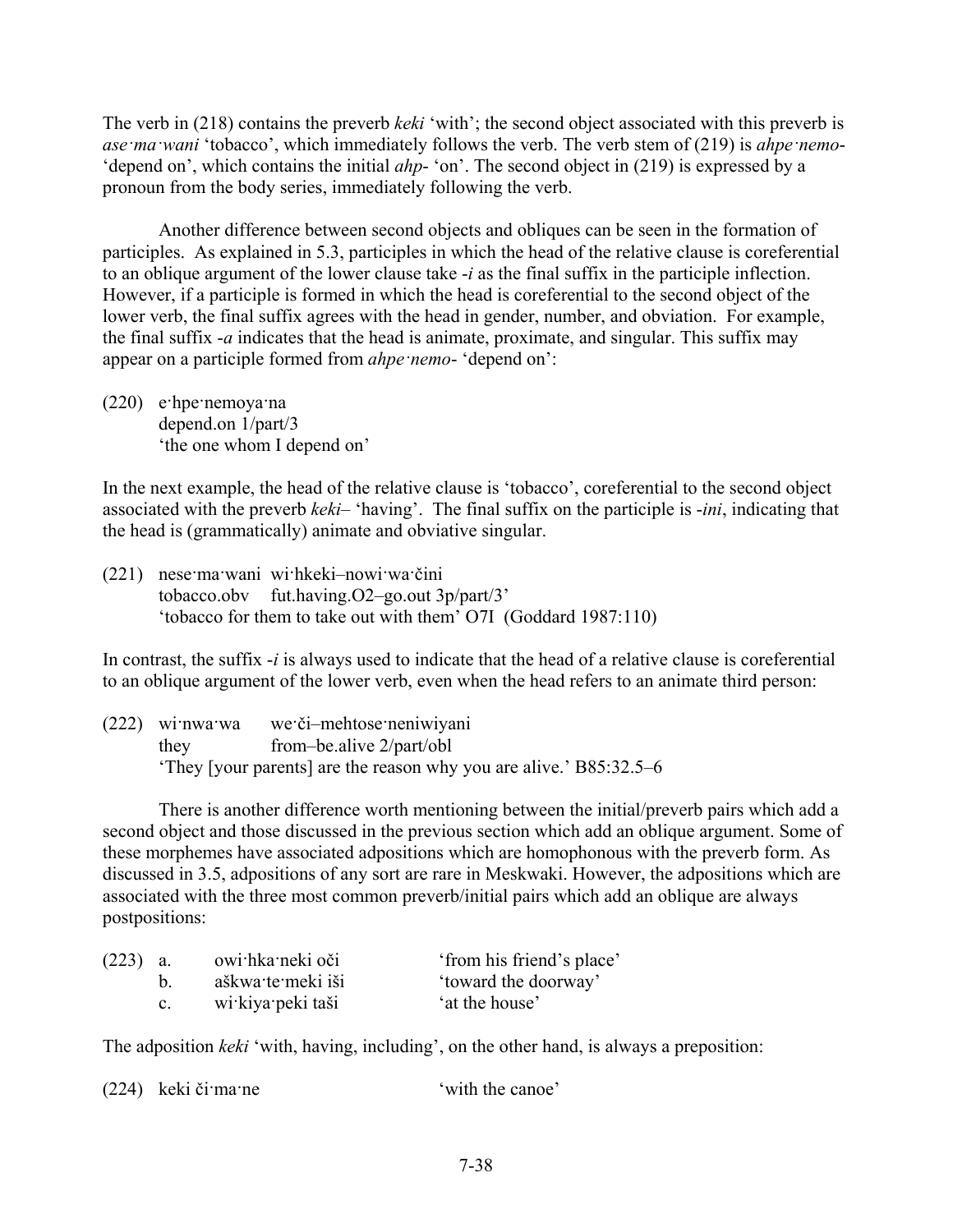The verb in (218) contains the preverb *keki* 'with'; the second object associated with this preverb is *ase·ma·wani* 'tobacco', which immediately follows the verb. The verb stem of (219) is *ahpe·nemo-* 'depend on', which contains the initial *ahp-* 'on'. The second object in (219) is expressed by a pronoun from the body series, immediately following the verb.

Another difference between second objects and obliques can be seen in the formation of participles. As explained in 5.3, participles in which the head of the relative clause is coreferential to an oblique argument of the lower clause take *-i* as the final suffix in the participle inflection. However, if a participle is formed in which the head is coreferential to the second object of the lower verb, the final suffix agrees with the head in gender, number, and obviation. For example, the final suffix *-a* indicates that the head is animate, proximate, and singular. This suffix may appear on a participle formed from *ahpe·nemo-* 'depend on':

(220) e·hpe·nemoya·na
depend.on 1/part/3
'the one whom I depend on'

In the next example, the head of the relative clause is 'tobacco', coreferential to the second object associated with the preverb *keki–* 'having'. The final suffix on the participle is *-ini*, indicating that the head is (grammatically) animate and obviative singular.

(221) nese·ma·wani wi·hkeki–nowi·wa·čini
tobacco.obv fut.having.O2–go.out 3p/part/3'
'tobacco for them to take out with them' O7I (Goddard 1987:110)

In contrast, the suffix *-i* is always used to indicate that the head of a relative clause is coreferential to an oblique argument of the lower verb, even when the head refers to an animate third person:

(222) wi·nwa·wa we·či–mehtose·neniwiyani
they from–be.alive 2/part/obl
'They [your parents] are the reason why you are alive.' B85:32.5–6

There is another difference worth mentioning between the initial/preverb pairs which add a second object and those discussed in the previous section which add an oblique argument. Some of these morphemes have associated adpositions which are homophonous with the preverb form. As discussed in 3.5, adpositions of any sort are rare in Meskwaki. However, the adpositions which are associated with the three most common preverb/initial pairs which add an oblique are always postpositions:

(223) a. owi·hka·neki oči 'from his friend's place'
b. aškwa·te·meki iši 'toward the doorway'
c. wi·kiya·peki taši 'at the house'

The adposition *keki* 'with, having, including', on the other hand, is always a preposition:

(224) keki či·ma·ne 'with the canoe'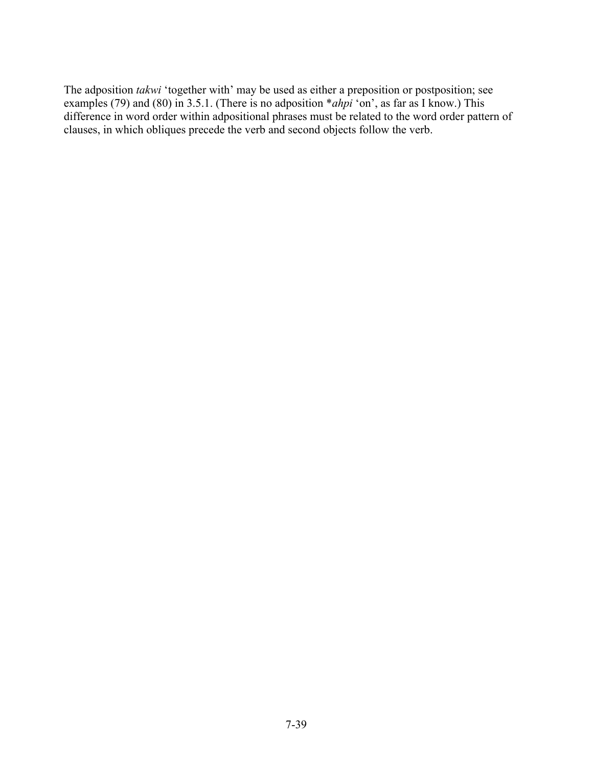The adposition *takwi* 'together with' may be used as either a preposition or postposition; see examples (79) and (80) in 3.5.1. (There is no adposition **ahpi* 'on', as far as I know.) This difference in word order within adpositional phrases must be related to the word order pattern of clauses, in which obliques precede the verb and second objects follow the verb.